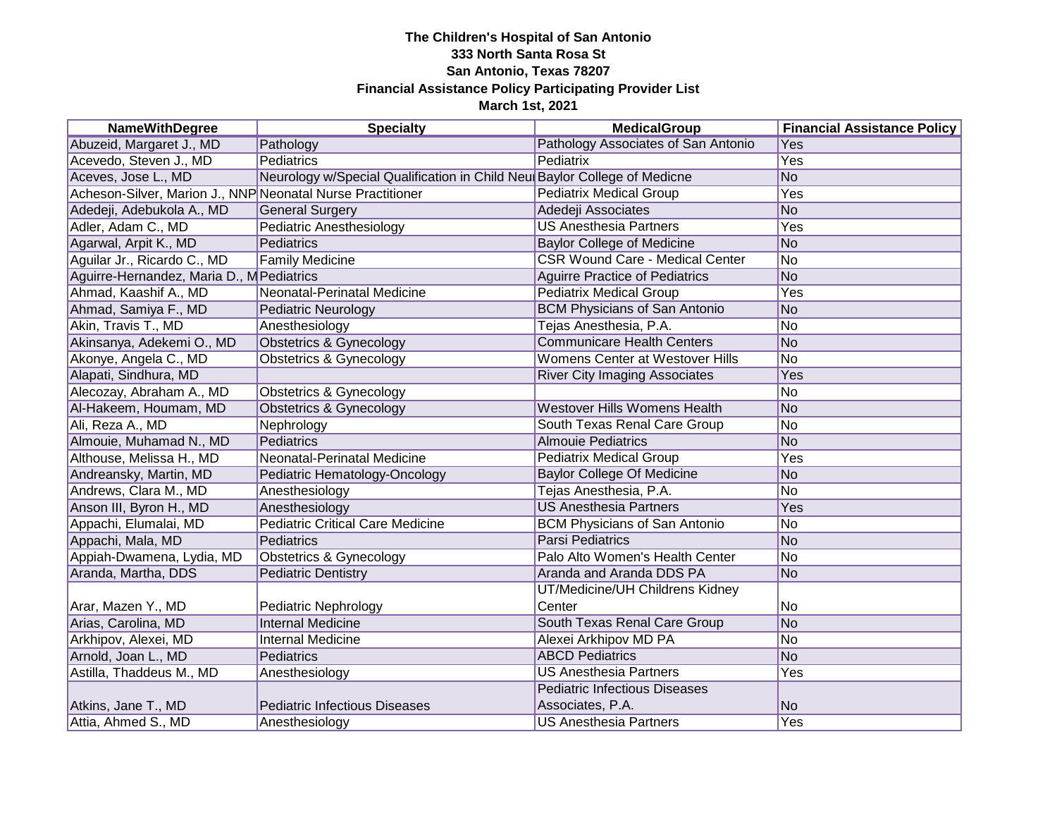**The Children's Hospital of San Antonio**
**333 North Santa Rosa St**
**San Antonio, Texas 78207**
**Financial Assistance Policy Participating Provider List**
**March 1st, 2021**

| NameWithDegree | Specialty | MedicalGroup | Financial Assistance Policy |
|---|---|---|---|
| Abuzeid, Margaret J., MD | Pathology | Pathology Associates of San Antonio | Yes |
| Acevedo, Steven J., MD | Pediatrics | Pediatrix | Yes |
| Aceves, Jose L., MD | Neurology w/Special Qualification in Child Neu | Baylor College of Medicne | No |
| Acheson-Silver, Marion J., NNP | Neonatal Nurse Practitioner | Pediatrix Medical Group | Yes |
| Adedeji, Adebukola A., MD | General Surgery | Adedeji Associates | No |
| Adler, Adam C., MD | Pediatric Anesthesiology | US Anesthesia Partners | Yes |
| Agarwal, Arpit K., MD | Pediatrics | Baylor College of Medicine | No |
| Aguilar Jr., Ricardo C., MD | Family Medicine | CSR Wound Care - Medical Center | No |
| Aguirre-Hernandez, Maria D., M | Pediatrics | Aguirre Practice of Pediatrics | No |
| Ahmad, Kaashif A., MD | Neonatal-Perinatal Medicine | Pediatrix Medical Group | Yes |
| Ahmad, Samiya F., MD | Pediatric Neurology | BCM Physicians of San Antonio | No |
| Akin, Travis T., MD | Anesthesiology | Tejas Anesthesia, P.A. | No |
| Akinsanya, Adekemi O., MD | Obstetrics & Gynecology | Communicare Health Centers | No |
| Akonye, Angela C., MD | Obstetrics & Gynecology | Womens Center at Westover Hills | No |
| Alapati, Sindhura, MD | | River City Imaging Associates | Yes |
| Alecozay, Abraham A., MD | Obstetrics & Gynecology | | No |
| Al-Hakeem, Houmam, MD | Obstetrics & Gynecology | Westover Hills Womens Health | No |
| Ali, Reza A., MD | Nephrology | South Texas Renal Care Group | No |
| Almouie, Muhamad N., MD | Pediatrics | Almouie Pediatrics | No |
| Althouse, Melissa H., MD | Neonatal-Perinatal Medicine | Pediatrix Medical Group | Yes |
| Andreansky, Martin, MD | Pediatric Hematology-Oncology | Baylor College Of Medicine | No |
| Andrews, Clara M., MD | Anesthesiology | Tejas Anesthesia, P.A. | No |
| Anson III, Byron H., MD | Anesthesiology | US Anesthesia Partners | Yes |
| Appachi, Elumalai, MD | Pediatric Critical Care Medicine | BCM Physicians of San Antonio | No |
| Appachi, Mala, MD | Pediatrics | Parsi Pediatrics | No |
| Appiah-Dwamena, Lydia, MD | Obstetrics & Gynecology | Palo Alto Women's Health Center | No |
| Aranda, Martha, DDS | Pediatric Dentistry | Aranda and Aranda DDS PA | No |
| Arar, Mazen Y., MD | Pediatric Nephrology | UT/Medicine/UH Childrens Kidney Center | No |
| Arias, Carolina, MD | Internal Medicine | South Texas Renal Care Group | No |
| Arkhipov, Alexei, MD | Internal Medicine | Alexei Arkhipov MD PA | No |
| Arnold, Joan L., MD | Pediatrics | ABCD Pediatrics | No |
| Astilla, Thaddeus M., MD | Anesthesiology | US Anesthesia Partners | Yes |
| Atkins, Jane T., MD | Pediatric Infectious Diseases | Pediatric Infectious Diseases Associates, P.A. | No |
| Attia, Ahmed S., MD | Anesthesiology | US Anesthesia Partners | Yes |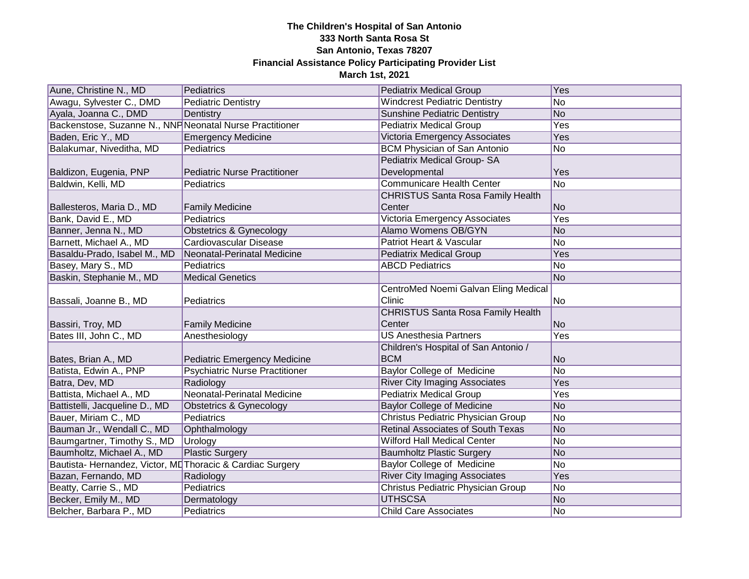**The Children's Hospital of San Antonio**
**333 North Santa Rosa St**
**San Antonio, Texas 78207**
**Financial Assistance Policy Participating Provider List**
**March 1st, 2021**

| | | | |
|---|---|---|---|
| Aune, Christine N., MD | Pediatrics | Pediatrix Medical Group | Yes |
| Awagu, Sylvester C., DMD | Pediatric Dentistry | Windcrest Pediatric Dentistry | No |
| Ayala, Joanna C., DMD | Dentistry | Sunshine Pediatric Dentistry | No |
| Backenstose, Suzanne N., NNP | Neonatal Nurse Practitioner | Pediatrix Medical Group | Yes |
| Baden, Eric Y., MD | Emergency Medicine | Victoria Emergency Associates | Yes |
| Balakumar, Niveditha, MD | Pediatrics | BCM Physician of San Antonio | No |
| Baldizon, Eugenia, PNP | Pediatric Nurse Practitioner | Pediatrix Medical Group- SA Developmental | Yes |
| Baldwin, Kelli, MD | Pediatrics | Communicare Health Center | No |
| Ballesteros, Maria D., MD | Family Medicine | CHRISTUS Santa Rosa Family Health Center | No |
| Bank, David E., MD | Pediatrics | Victoria Emergency Associates | Yes |
| Banner, Jenna N., MD | Obstetrics & Gynecology | Alamo Womens OB/GYN | No |
| Barnett, Michael A., MD | Cardiovascular Disease | Patriot Heart & Vascular | No |
| Basaldu-Prado, Isabel M., MD | Neonatal-Perinatal Medicine | Pediatrix Medical Group | Yes |
| Basey, Mary S., MD | Pediatrics | ABCD Pediatrics | No |
| Baskin, Stephanie M., MD | Medical Genetics | | No |
| Bassali, Joanne B., MD | Pediatrics | CentroMed Noemi Galvan Eling Medical Clinic | No |
| Bassiri, Troy, MD | Family Medicine | CHRISTUS Santa Rosa Family Health Center | No |
| Bates III, John C., MD | Anesthesiology | US Anesthesia Partners | Yes |
| Bates, Brian A., MD | Pediatric Emergency Medicine | Children's Hospital of San Antonio / BCM | No |
| Batista, Edwin A., PNP | Psychiatric Nurse Practitioner | Baylor College of Medicine | No |
| Batra, Dev, MD | Radiology | River City Imaging Associates | Yes |
| Battista, Michael A., MD | Neonatal-Perinatal Medicine | Pediatrix Medical Group | Yes |
| Battistelli, Jacqueline D., MD | Obstetrics & Gynecology | Baylor College of Medicine | No |
| Bauer, Miriam C., MD | Pediatrics | Christus Pediatric Physician Group | No |
| Bauman Jr., Wendall C., MD | Ophthalmology | Retinal Associates of South Texas | No |
| Baumgartner, Timothy S., MD | Urology | Wilford Hall Medical Center | No |
| Baumholtz, Michael A., MD | Plastic Surgery | Baumholtz Plastic Surgery | No |
| Bautista- Hernandez, Victor, MD | Thoracic & Cardiac Surgery | Baylor College of Medicine | No |
| Bazan, Fernando, MD | Radiology | River City Imaging Associates | Yes |
| Beatty, Carrie S., MD | Pediatrics | Christus Pediatric Physician Group | No |
| Becker, Emily M., MD | Dermatology | UTHSCSA | No |
| Belcher, Barbara P., MD | Pediatrics | Child Care Associates | No |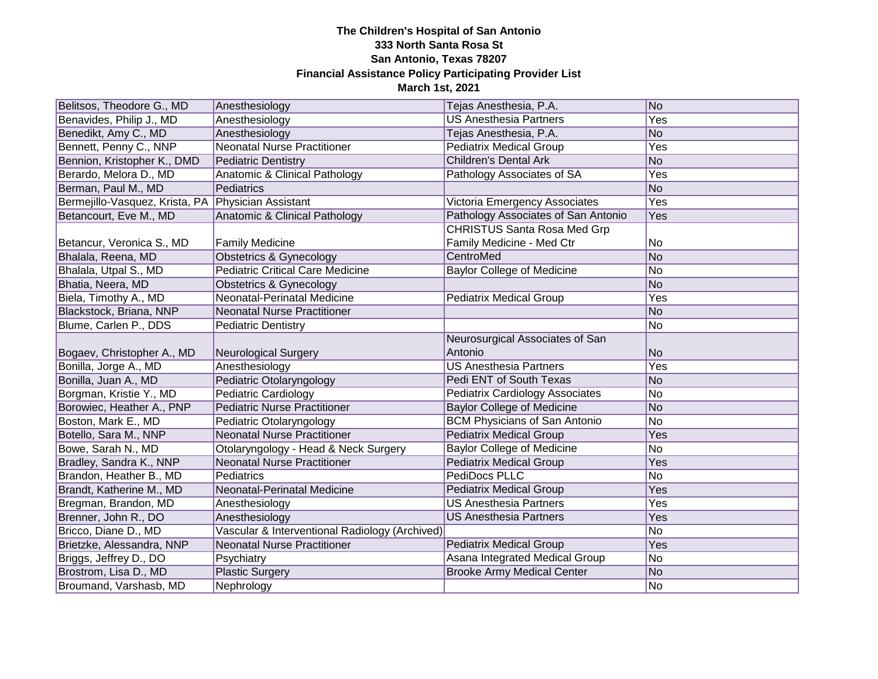**The Children's Hospital of San Antonio**
**333 North Santa Rosa St**
**San Antonio, Texas 78207**
**Financial Assistance Policy Participating Provider List**
**March 1st, 2021**

| | | | |
|---|---|---|---|
| Belitsos, Theodore G., MD | Anesthesiology | Tejas Anesthesia, P.A. | No |
| Benavides, Philip J., MD | Anesthesiology | US Anesthesia Partners | Yes |
| Benedikt, Amy C., MD | Anesthesiology | Tejas Anesthesia, P.A. | No |
| Bennett, Penny C., NNP | Neonatal Nurse Practitioner | Pediatrix Medical Group | Yes |
| Bennion, Kristopher K., DMD | Pediatric Dentistry | Children's Dental Ark | No |
| Berardo, Melora D., MD | Anatomic & Clinical Pathology | Pathology Associates of SA | Yes |
| Berman, Paul M., MD | Pediatrics | | No |
| Bermejillo-Vasquez, Krista, PA | Physician Assistant | Victoria Emergency Associates | Yes |
| Betancourt, Eve M., MD | Anatomic & Clinical Pathology | Pathology Associates of San Antonio | Yes |
| Betancur, Veronica S., MD | Family Medicine | CHRISTUS Santa Rosa Med Grp Family Medicine - Med Ctr | No |
| Bhalala, Reena, MD | Obstetrics & Gynecology | CentroMed | No |
| Bhalala, Utpal S., MD | Pediatric Critical Care Medicine | Baylor College of Medicine | No |
| Bhatia, Neera, MD | Obstetrics & Gynecology | | No |
| Biela, Timothy A., MD | Neonatal-Perinatal Medicine | Pediatrix Medical Group | Yes |
| Blackstock, Briana, NNP | Neonatal Nurse Practitioner | | No |
| Blume, Carlen P., DDS | Pediatric Dentistry | | No |
| Bogaev, Christopher A., MD | Neurological Surgery | Neurosurgical Associates of San Antonio | No |
| Bonilla, Jorge A., MD | Anesthesiology | US Anesthesia Partners | Yes |
| Bonilla, Juan A., MD | Pediatric Otolaryngology | Pedi ENT of South Texas | No |
| Borgman, Kristie Y., MD | Pediatric Cardiology | Pediatrix Cardiology Associates | No |
| Borowiec, Heather A., PNP | Pediatric Nurse Practitioner | Baylor College of Medicine | No |
| Boston, Mark E., MD | Pediatric Otolaryngology | BCM Physicians of San Antonio | No |
| Botello, Sara M., NNP | Neonatal Nurse Practitioner | Pediatrix Medical Group | Yes |
| Bowe, Sarah N., MD | Otolaryngology - Head & Neck Surgery | Baylor College of Medicine | No |
| Bradley, Sandra K., NNP | Neonatal Nurse Practitioner | Pediatrix Medical Group | Yes |
| Brandon, Heather B., MD | Pediatrics | PediDocs PLLC | No |
| Brandt, Katherine M., MD | Neonatal-Perinatal Medicine | Pediatrix Medical Group | Yes |
| Bregman, Brandon, MD | Anesthesiology | US Anesthesia Partners | Yes |
| Brenner, John R., DO | Anesthesiology | US Anesthesia Partners | Yes |
| Bricco, Diane D., MD | Vascular & Interventional Radiology (Archived) | | No |
| Brietzke, Alessandra, NNP | Neonatal Nurse Practitioner | Pediatrix Medical Group | Yes |
| Briggs, Jeffrey D., DO | Psychiatry | Asana Integrated Medical Group | No |
| Brostrom, Lisa D., MD | Plastic Surgery | Brooke Army Medical Center | No |
| Broumand, Varshasb, MD | Nephrology | | No |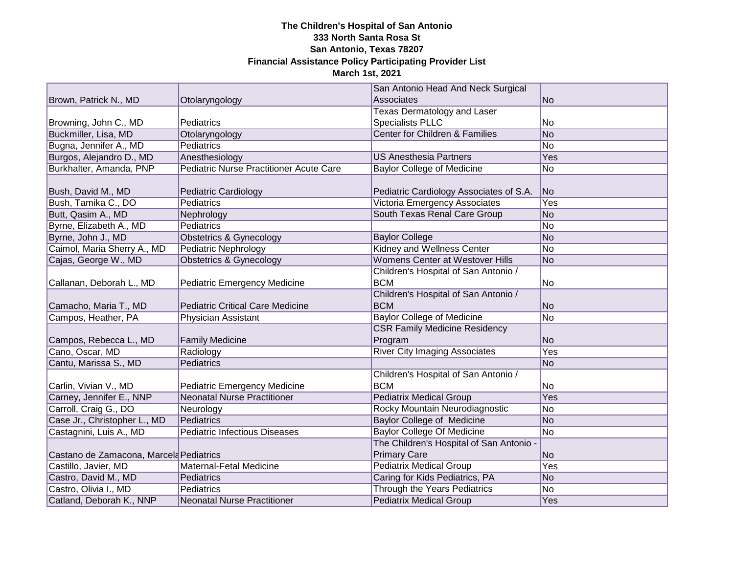**The Children's Hospital of San Antonio**
**333 North Santa Rosa St**
**San Antonio, Texas 78207**
**Financial Assistance Policy Participating Provider List**
**March 1st, 2021**

| | | | |
|---|---|---|---|
| Brown, Patrick N., MD | Otolaryngology | San Antonio Head And Neck Surgical Associates | No |
| Browning, John C., MD | Pediatrics | Texas Dermatology and Laser Specialists PLLC | No |
| Buckmiller, Lisa, MD | Otolaryngology | Center for Children & Families | No |
| Bugna, Jennifer A., MD | Pediatrics | | No |
| Burgos, Alejandro D., MD | Anesthesiology | US Anesthesia Partners | Yes |
| Burkhalter, Amanda, PNP | Pediatric Nurse Practitioner Acute Care | Baylor College of Medicine | No |
| Bush, David M., MD | Pediatric Cardiology | Pediatric Cardiology Associates of S.A. | No |
| Bush, Tamika C., DO | Pediatrics | Victoria Emergency Associates | Yes |
| Butt, Qasim A., MD | Nephrology | South Texas Renal Care Group | No |
| Byrne, Elizabeth A., MD | Pediatrics | | No |
| Byrne, John J., MD | Obstetrics & Gynecology | Baylor College | No |
| Caimol, Maria Sherry A., MD | Pediatric Nephrology | Kidney and Wellness Center | No |
| Cajas, George W., MD | Obstetrics & Gynecology | Womens Center at Westover Hills | No |
| Callanan, Deborah L., MD | Pediatric Emergency Medicine | Children's Hospital of San Antonio / BCM | No |
| Camacho, Maria T., MD | Pediatric Critical Care Medicine | Children's Hospital of San Antonio / BCM | No |
| Campos, Heather, PA | Physician Assistant | Baylor College of Medicine | No |
| Campos, Rebecca L., MD | Family Medicine | CSR Family Medicine Residency Program | No |
| Cano, Oscar, MD | Radiology | River City Imaging Associates | Yes |
| Cantu, Marissa S., MD | Pediatrics | | No |
| Carlin, Vivian V., MD | Pediatric Emergency Medicine | Children's Hospital of San Antonio / BCM | No |
| Carney, Jennifer E., NNP | Neonatal Nurse Practitioner | Pediatrix Medical Group | Yes |
| Carroll, Craig G., DO | Neurology | Rocky Mountain Neurodiagnostic | No |
| Case Jr., Christopher L., MD | Pediatrics | Baylor College of Medicine | No |
| Castagnini, Luis A., MD | Pediatric Infectious Diseases | Baylor College Of Medicine | No |
| Castano de Zamacona, Marcela | Pediatrics | The Children's Hospital of San Antonio - Primary Care | No |
| Castillo, Javier, MD | Maternal-Fetal Medicine | Pediatrix Medical Group | Yes |
| Castro, David M., MD | Pediatrics | Caring for Kids Pediatrics, PA | No |
| Castro, Olivia I., MD | Pediatrics | Through the Years Pediatrics | No |
| Catland, Deborah K., NNP | Neonatal Nurse Practitioner | Pediatrix Medical Group | Yes |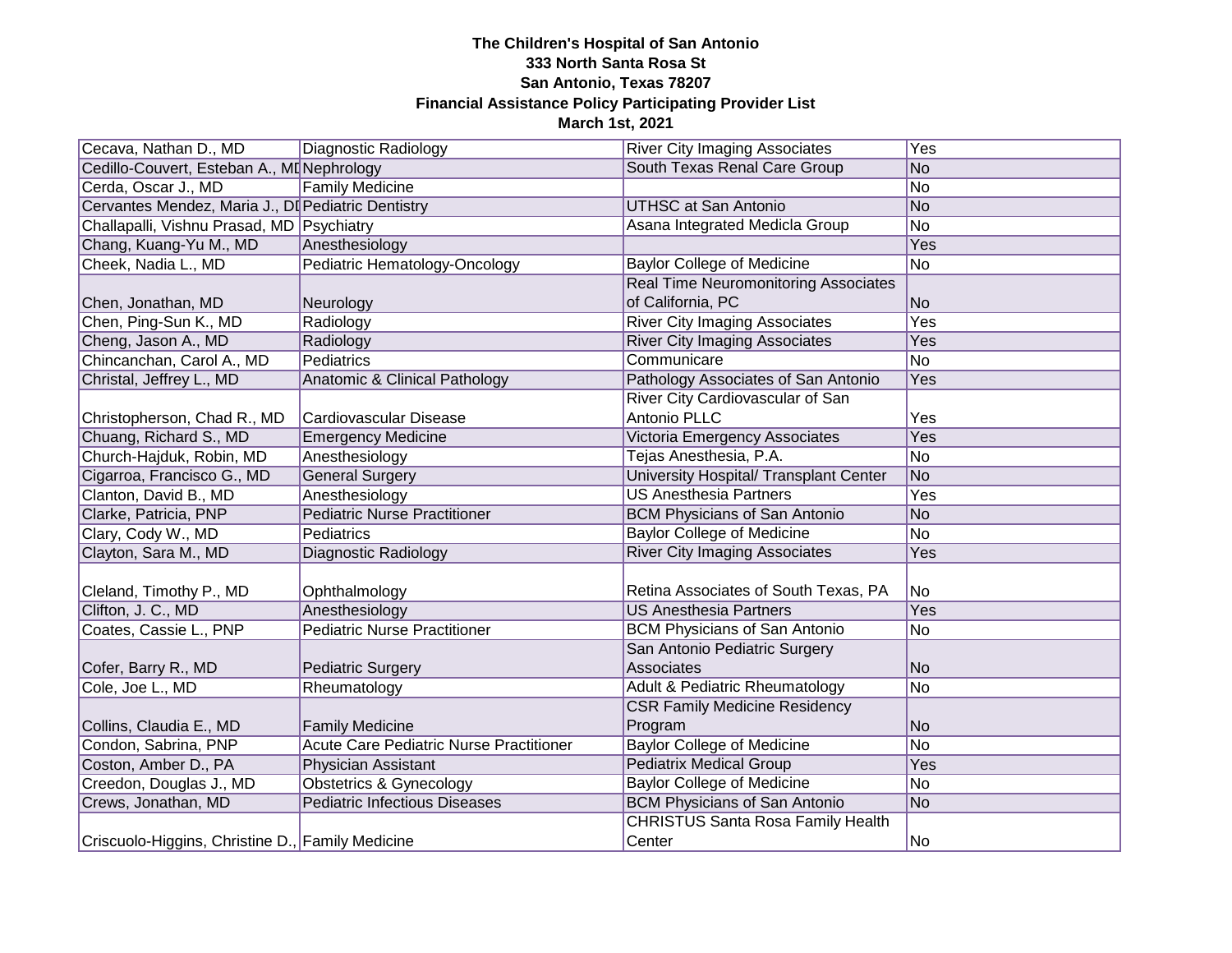**The Children's Hospital of San Antonio**
**333 North Santa Rosa St**
**San Antonio, Texas 78207**
**Financial Assistance Policy Participating Provider List**
**March 1st, 2021**

| | | | |
|---|---|---|---|
| Cecava, Nathan D., MD | Diagnostic Radiology | River City Imaging Associates | Yes |
| Cedillo-Couvert, Esteban A., MD | Nephrology | South Texas Renal Care Group | No |
| Cerda, Oscar J., MD | Family Medicine | | No |
| Cervantes Mendez, Maria J., DD | Pediatric Dentistry | UTHSC at San Antonio | No |
| Challapalli, Vishnu Prasad, MD | Psychiatry | Asana Integrated Medicla Group | No |
| Chang, Kuang-Yu M., MD | Anesthesiology | | Yes |
| Cheek, Nadia L., MD | Pediatric Hematology-Oncology | Baylor College of Medicine | No |
| Chen, Jonathan, MD | Neurology | Real Time Neuromonitoring Associates of California, PC | No |
| Chen, Ping-Sun K., MD | Radiology | River City Imaging Associates | Yes |
| Cheng, Jason A., MD | Radiology | River City Imaging Associates | Yes |
| Chincanchan, Carol A., MD | Pediatrics | Communicare | No |
| Christal, Jeffrey L., MD | Anatomic & Clinical Pathology | Pathology Associates of San Antonio | Yes |
| Christopherson, Chad R., MD | Cardiovascular Disease | River City Cardiovascular of San Antonio PLLC | Yes |
| Chuang, Richard S., MD | Emergency Medicine | Victoria Emergency Associates | Yes |
| Church-Hajduk, Robin, MD | Anesthesiology | Tejas Anesthesia, P.A. | No |
| Cigarroa, Francisco G., MD | General Surgery | University Hospital/ Transplant Center | No |
| Clanton, David B., MD | Anesthesiology | US Anesthesia Partners | Yes |
| Clarke, Patricia, PNP | Pediatric Nurse Practitioner | BCM Physicians of San Antonio | No |
| Clary, Cody W., MD | Pediatrics | Baylor College of Medicine | No |
| Clayton, Sara M., MD | Diagnostic Radiology | River City Imaging Associates | Yes |
| Cleland, Timothy P., MD | Ophthalmology | Retina Associates of South Texas, PA | No |
| Clifton, J. C., MD | Anesthesiology | US Anesthesia Partners | Yes |
| Coates, Cassie L., PNP | Pediatric Nurse Practitioner | BCM Physicians of San Antonio | No |
| Cofer, Barry R., MD | Pediatric Surgery | San Antonio Pediatric Surgery Associates | No |
| Cole, Joe L., MD | Rheumatology | Adult & Pediatric Rheumatology | No |
| Collins, Claudia E., MD | Family Medicine | CSR Family Medicine Residency Program | No |
| Condon, Sabrina, PNP | Acute Care Pediatric Nurse Practitioner | Baylor College of Medicine | No |
| Coston, Amber D., PA | Physician Assistant | Pediatrix Medical Group | Yes |
| Creedon, Douglas J., MD | Obstetrics & Gynecology | Baylor College of Medicine | No |
| Crews, Jonathan, MD | Pediatric Infectious Diseases | BCM Physicians of San Antonio | No |
| Criscuolo-Higgins, Christine D., | Family Medicine | CHRISTUS Santa Rosa Family Health Center | No |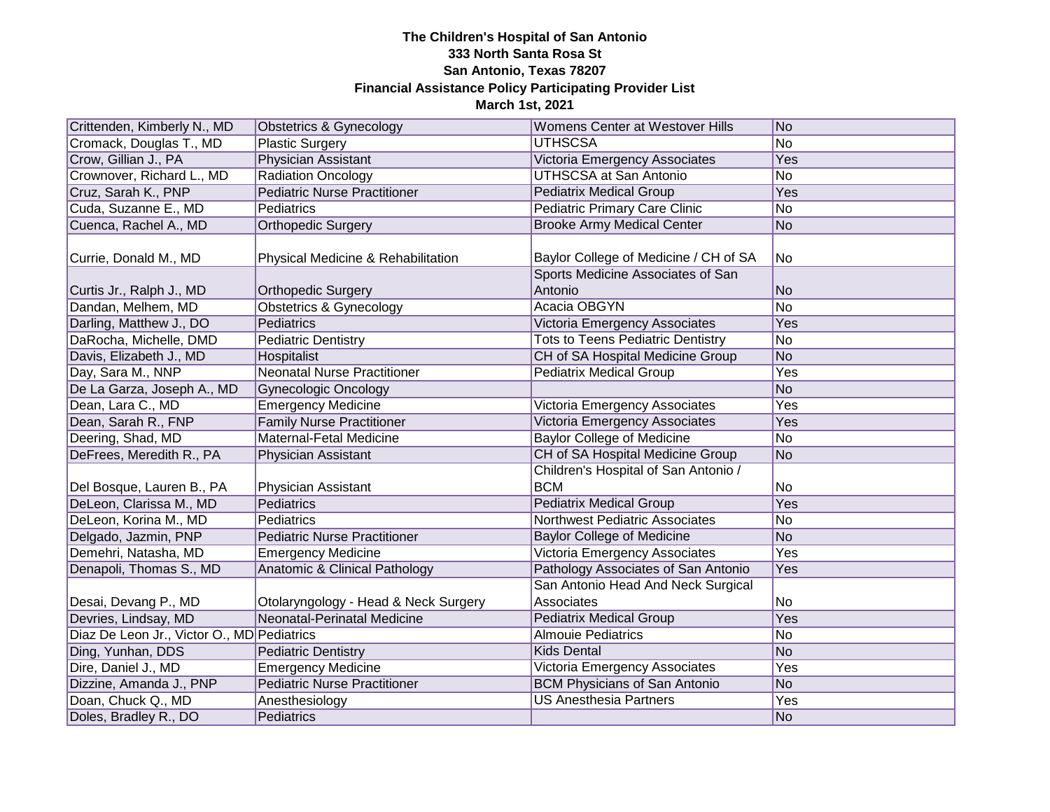**The Children's Hospital of San Antonio**
**333 North Santa Rosa St**
**San Antonio, Texas 78207**
**Financial Assistance Policy Participating Provider List**
**March 1st, 2021**

| | | | |
|---|---|---|---|
| Crittenden, Kimberly N., MD | Obstetrics & Gynecology | Womens Center at Westover Hills | No |
| Cromack, Douglas T., MD | Plastic Surgery | UTHSCSA | No |
| Crow, Gillian J., PA | Physician Assistant | Victoria Emergency Associates | Yes |
| Crownover, Richard L., MD | Radiation Oncology | UTHSCSA at San Antonio | No |
| Cruz, Sarah K., PNP | Pediatric Nurse Practitioner | Pediatrix Medical Group | Yes |
| Cuda, Suzanne E., MD | Pediatrics | Pediatric Primary Care Clinic | No |
| Cuenca, Rachel A., MD | Orthopedic Surgery | Brooke Army Medical Center | No |
| Currie, Donald M., MD | Physical Medicine & Rehabilitation | Baylor College of Medicine / CH of SA | No |
| Curtis Jr., Ralph J., MD | Orthopedic Surgery | Sports Medicine Associates of San Antonio | No |
| Dandan, Melhem, MD | Obstetrics & Gynecology | Acacia OBGYN | No |
| Darling, Matthew J., DO | Pediatrics | Victoria Emergency Associates | Yes |
| DaRocha, Michelle, DMD | Pediatric Dentistry | Tots to Teens Pediatric Dentistry | No |
| Davis, Elizabeth J., MD | Hospitalist | CH of SA Hospital Medicine Group | No |
| Day, Sara M., NNP | Neonatal Nurse Practitioner | Pediatrix Medical Group | Yes |
| De La Garza, Joseph A., MD | Gynecologic Oncology | | No |
| Dean, Lara C., MD | Emergency Medicine | Victoria Emergency Associates | Yes |
| Dean, Sarah R., FNP | Family Nurse Practitioner | Victoria Emergency Associates | Yes |
| Deering, Shad, MD | Maternal-Fetal Medicine | Baylor College of Medicine | No |
| DeFrees, Meredith R., PA | Physician Assistant | CH of SA Hospital Medicine Group | No |
| Del Bosque, Lauren B., PA | Physician Assistant | Children's Hospital of San Antonio / BCM | No |
| DeLeon, Clarissa M., MD | Pediatrics | Pediatrix Medical Group | Yes |
| DeLeon, Korina M., MD | Pediatrics | Northwest Pediatric Associates | No |
| Delgado, Jazmin, PNP | Pediatric Nurse Practitioner | Baylor College of Medicine | No |
| Demehri, Natasha, MD | Emergency Medicine | Victoria Emergency Associates | Yes |
| Denapoli, Thomas S., MD | Anatomic & Clinical Pathology | Pathology Associates of San Antonio | Yes |
| Desai, Devang P., MD | Otolaryngology - Head & Neck Surgery | San Antonio Head And Neck Surgical Associates | No |
| Devries, Lindsay, MD | Neonatal-Perinatal Medicine | Pediatrix Medical Group | Yes |
| Diaz De Leon Jr., Victor O., MD | Pediatrics | Almouie Pediatrics | No |
| Ding, Yunhan, DDS | Pediatric Dentistry | Kids Dental | No |
| Dire, Daniel J., MD | Emergency Medicine | Victoria Emergency Associates | Yes |
| Dizzine, Amanda J., PNP | Pediatric Nurse Practitioner | BCM Physicians of San Antonio | No |
| Doan, Chuck Q., MD | Anesthesiology | US Anesthesia Partners | Yes |
| Doles, Bradley R., DO | Pediatrics | | No |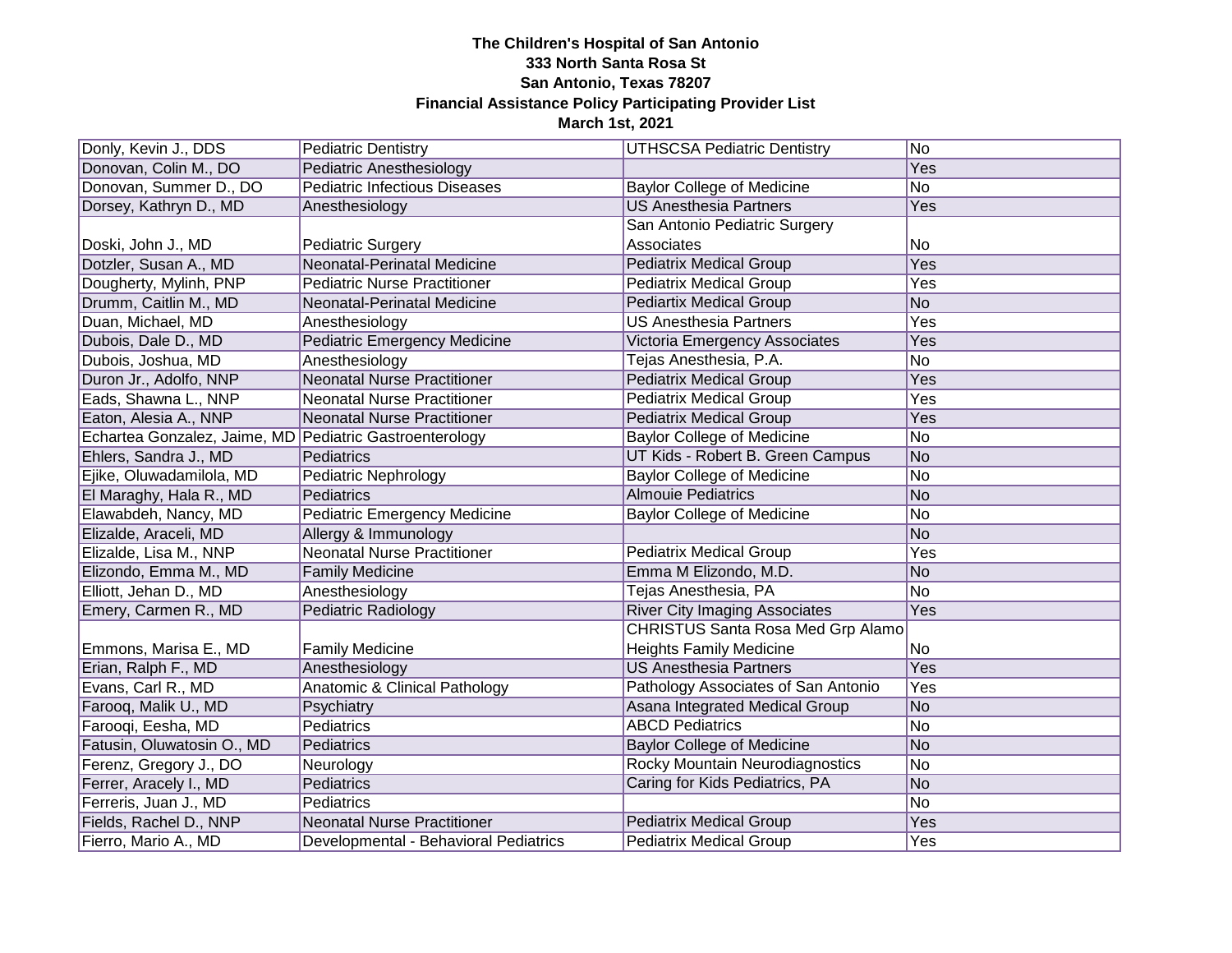**The Children's Hospital of San Antonio**
**333 North Santa Rosa St**
**San Antonio, Texas 78207**
**Financial Assistance Policy Participating Provider List**
**March 1st, 2021**

| | | | |
|---|---|---|---|
| Donly, Kevin J., DDS | Pediatric Dentistry | UTHSCSA Pediatric Dentistry | No |
| Donovan, Colin M., DO | Pediatric Anesthesiology | | Yes |
| Donovan, Summer D., DO | Pediatric Infectious Diseases | Baylor College of Medicine | No |
| Dorsey, Kathryn D., MD | Anesthesiology | US Anesthesia Partners | Yes |
| Doski, John J., MD | Pediatric Surgery | San Antonio Pediatric Surgery Associates | No |
| Dotzler, Susan A., MD | Neonatal-Perinatal Medicine | Pediatrix Medical Group | Yes |
| Dougherty, Mylinh, PNP | Pediatric Nurse Practitioner | Pediatrix Medical Group | Yes |
| Drumm, Caitlin M., MD | Neonatal-Perinatal Medicine | Pediartix Medical Group | No |
| Duan, Michael, MD | Anesthesiology | US Anesthesia Partners | Yes |
| Dubois, Dale D., MD | Pediatric Emergency Medicine | Victoria Emergency Associates | Yes |
| Dubois, Joshua, MD | Anesthesiology | Tejas Anesthesia, P.A. | No |
| Duron Jr., Adolfo, NNP | Neonatal Nurse Practitioner | Pediatrix Medical Group | Yes |
| Eads, Shawna L., NNP | Neonatal Nurse Practitioner | Pediatrix Medical Group | Yes |
| Eaton, Alesia A., NNP | Neonatal Nurse Practitioner | Pediatrix Medical Group | Yes |
| Echartea Gonzalez, Jaime, MD | Pediatric Gastroenterology | Baylor College of Medicine | No |
| Ehlers, Sandra J., MD | Pediatrics | UT Kids - Robert B. Green Campus | No |
| Ejike, Oluwadamilola, MD | Pediatric Nephrology | Baylor College of Medicine | No |
| El Maraghy, Hala R., MD | Pediatrics | Almouie Pediatrics | No |
| Elawabdeh, Nancy, MD | Pediatric Emergency Medicine | Baylor College of Medicine | No |
| Elizalde, Araceli, MD | Allergy & Immunology | | No |
| Elizalde, Lisa M., NNP | Neonatal Nurse Practitioner | Pediatrix Medical Group | Yes |
| Elizondo, Emma M., MD | Family Medicine | Emma M Elizondo, M.D. | No |
| Elliott, Jehan D., MD | Anesthesiology | Tejas Anesthesia, PA | No |
| Emery, Carmen R., MD | Pediatric Radiology | River City Imaging Associates | Yes |
| Emmons, Marisa E., MD | Family Medicine | CHRISTUS Santa Rosa Med Grp Alamo Heights Family Medicine | No |
| Erian, Ralph F., MD | Anesthesiology | US Anesthesia Partners | Yes |
| Evans, Carl R., MD | Anatomic & Clinical Pathology | Pathology Associates of San Antonio | Yes |
| Farooq, Malik U., MD | Psychiatry | Asana Integrated Medical Group | No |
| Farooqi, Eesha, MD | Pediatrics | ABCD Pediatrics | No |
| Fatusin, Oluwatosin O., MD | Pediatrics | Baylor College of Medicine | No |
| Ferenz, Gregory J., DO | Neurology | Rocky Mountain Neurodiagnostics | No |
| Ferrer, Aracely I., MD | Pediatrics | Caring for Kids Pediatrics, PA | No |
| Ferreris, Juan J., MD | Pediatrics | | No |
| Fields, Rachel D., NNP | Neonatal Nurse Practitioner | Pediatrix Medical Group | Yes |
| Fierro, Mario A., MD | Developmental - Behavioral Pediatrics | Pediatrix Medical Group | Yes |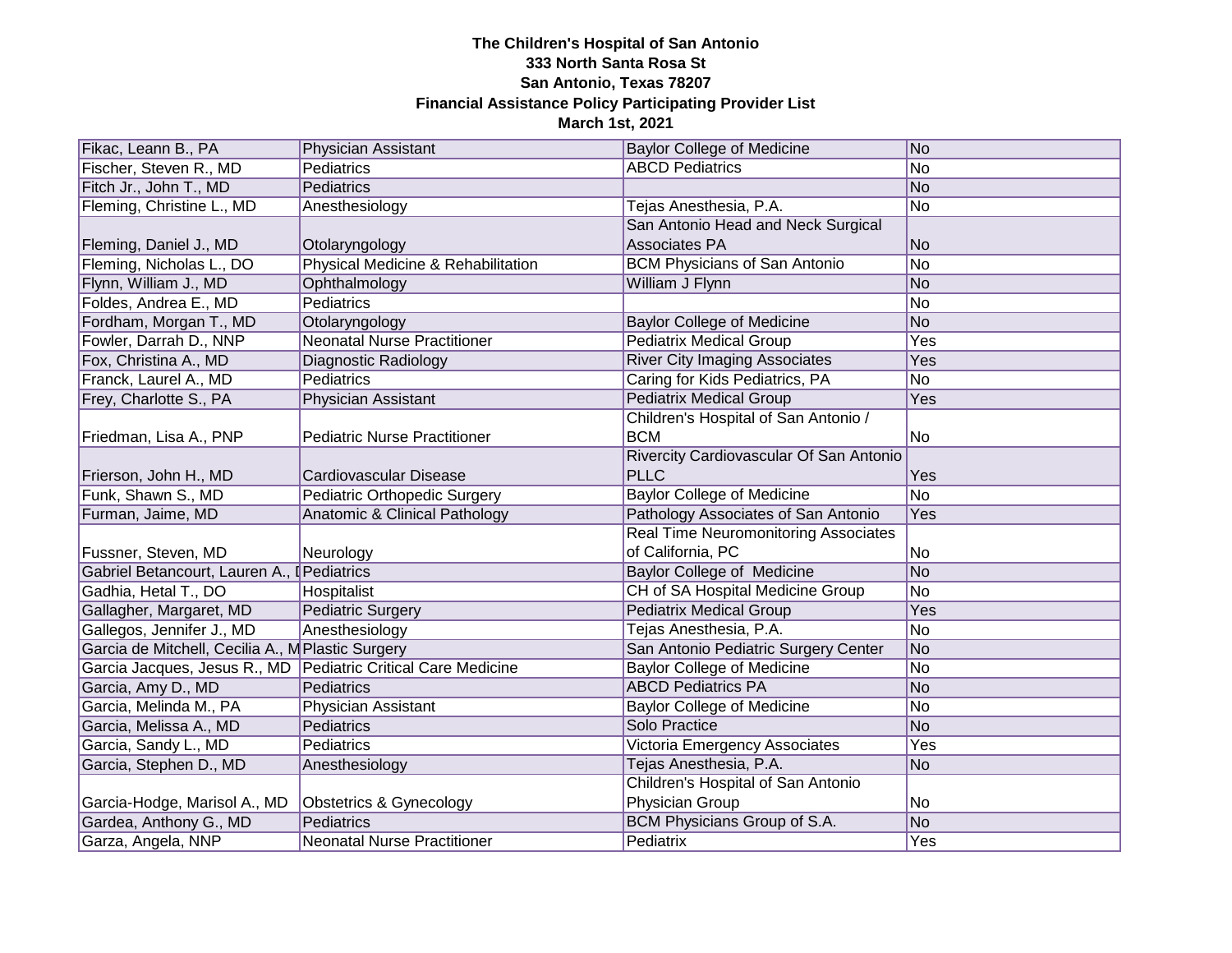**The Children's Hospital of San Antonio**
**333 North Santa Rosa St**
**San Antonio, Texas 78207**
**Financial Assistance Policy Participating Provider List**
**March 1st, 2021**

| | | | |
|---|---|---|---|
| Fikac, Leann B., PA | Physician Assistant | Baylor College of Medicine | No |
| Fischer, Steven R., MD | Pediatrics | ABCD Pediatrics | No |
| Fitch Jr., John T., MD | Pediatrics | | No |
| Fleming, Christine L., MD | Anesthesiology | Tejas Anesthesia, P.A. | No |
| Fleming, Daniel J., MD | Otolaryngology | San Antonio Head and Neck Surgical Associates PA | No |
| Fleming, Nicholas L., DO | Physical Medicine & Rehabilitation | BCM Physicians of San Antonio | No |
| Flynn, William J., MD | Ophthalmology | William J Flynn | No |
| Foldes, Andrea E., MD | Pediatrics | | No |
| Fordham, Morgan T., MD | Otolaryngology | Baylor College of Medicine | No |
| Fowler, Darrah D., NNP | Neonatal Nurse Practitioner | Pediatrix Medical Group | Yes |
| Fox, Christina A., MD | Diagnostic Radiology | River City Imaging Associates | Yes |
| Franck, Laurel A., MD | Pediatrics | Caring for Kids Pediatrics, PA | No |
| Frey, Charlotte S., PA | Physician Assistant | Pediatrix Medical Group | Yes |
| Friedman, Lisa A., PNP | Pediatric Nurse Practitioner | Children's Hospital of San Antonio / BCM | No |
| Frierson, John H., MD | Cardiovascular Disease | Rivercity Cardiovascular Of San Antonio PLLC | Yes |
| Funk, Shawn S., MD | Pediatric Orthopedic Surgery | Baylor College of Medicine | No |
| Furman, Jaime, MD | Anatomic & Clinical Pathology | Pathology Associates of San Antonio | Yes |
| Fussner, Steven, MD | Neurology | Real Time Neuromonitoring Associates of California, PC | No |
| Gabriel Betancourt, Lauren A., I | Pediatrics | Baylor College of Medicine | No |
| Gadhia, Hetal T., DO | Hospitalist | CH of SA Hospital Medicine Group | No |
| Gallagher, Margaret, MD | Pediatric Surgery | Pediatrix Medical Group | Yes |
| Gallegos, Jennifer J., MD | Anesthesiology | Tejas Anesthesia, P.A. | No |
| Garcia de Mitchell, Cecilia A., M | Plastic Surgery | San Antonio Pediatric Surgery Center | No |
| Garcia Jacques, Jesus R., MD | Pediatric Critical Care Medicine | Baylor College of Medicine | No |
| Garcia, Amy D., MD | Pediatrics | ABCD Pediatrics PA | No |
| Garcia, Melinda M., PA | Physician Assistant | Baylor College of Medicine | No |
| Garcia, Melissa A., MD | Pediatrics | Solo Practice | No |
| Garcia, Sandy L., MD | Pediatrics | Victoria Emergency Associates | Yes |
| Garcia, Stephen D., MD | Anesthesiology | Tejas Anesthesia, P.A. | No |
| Garcia-Hodge, Marisol A., MD | Obstetrics & Gynecology | Children's Hospital of San Antonio Physician Group | No |
| Gardea, Anthony G., MD | Pediatrics | BCM Physicians Group of S.A. | No |
| Garza, Angela, NNP | Neonatal Nurse Practitioner | Pediatrix | Yes |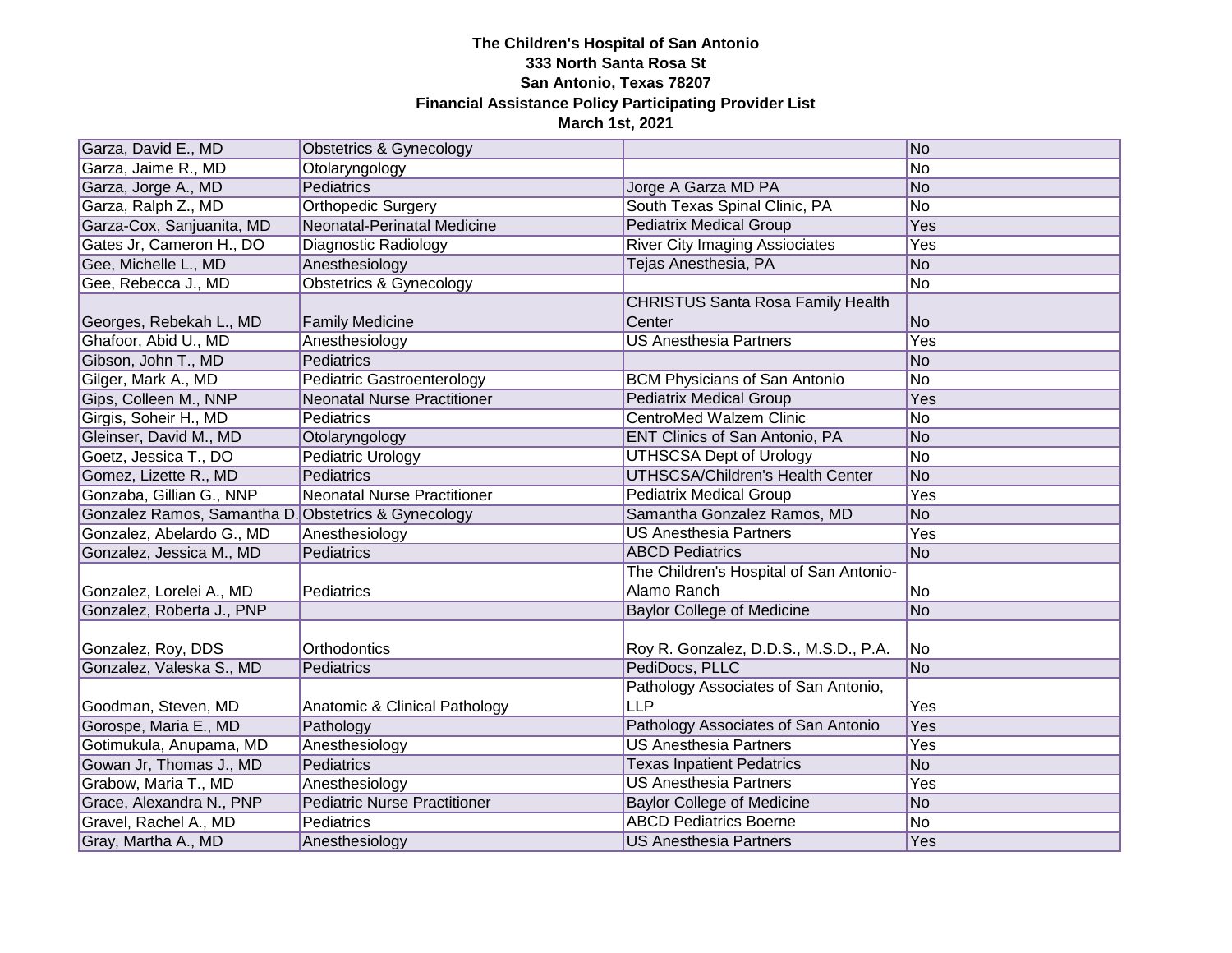**The Children's Hospital of San Antonio**
**333 North Santa Rosa St**
**San Antonio, Texas 78207**
**Financial Assistance Policy Participating Provider List**
**March 1st, 2021**

| | | | |
|---|---|---|---|
| Garza, David E., MD | Obstetrics & Gynecology | | No |
| Garza, Jaime R., MD | Otolaryngology | | No |
| Garza, Jorge A., MD | Pediatrics | Jorge A Garza MD PA | No |
| Garza, Ralph Z., MD | Orthopedic Surgery | South Texas Spinal Clinic, PA | No |
| Garza-Cox, Sanjuanita, MD | Neonatal-Perinatal Medicine | Pediatrix Medical Group | Yes |
| Gates Jr, Cameron H., DO | Diagnostic Radiology | River City Imaging Assiociates | Yes |
| Gee, Michelle L., MD | Anesthesiology | Tejas Anesthesia, PA | No |
| Gee, Rebecca J., MD | Obstetrics & Gynecology | | No |
| Georges, Rebekah L., MD | Family Medicine | CHRISTUS Santa Rosa Family Health Center | No |
| Ghafoor, Abid U., MD | Anesthesiology | US Anesthesia Partners | Yes |
| Gibson, John T., MD | Pediatrics | | No |
| Gilger, Mark A., MD | Pediatric Gastroenterology | BCM Physicians of San Antonio | No |
| Gips, Colleen M., NNP | Neonatal Nurse Practitioner | Pediatrix Medical Group | Yes |
| Girgis, Soheir H., MD | Pediatrics | CentroMed Walzem Clinic | No |
| Gleinser, David M., MD | Otolaryngology | ENT Clinics of San Antonio, PA | No |
| Goetz, Jessica T., DO | Pediatric Urology | UTHSCSA Dept of Urology | No |
| Gomez, Lizette R., MD | Pediatrics | UTHSCSA/Children's Health Center | No |
| Gonzaba, Gillian G., NNP | Neonatal Nurse Practitioner | Pediatrix Medical Group | Yes |
| Gonzalez Ramos, Samantha D. | Obstetrics & Gynecology | Samantha Gonzalez Ramos, MD | No |
| Gonzalez, Abelardo G., MD | Anesthesiology | US Anesthesia Partners | Yes |
| Gonzalez, Jessica M., MD | Pediatrics | ABCD Pediatrics | No |
| Gonzalez, Lorelei A., MD | Pediatrics | The Children's Hospital of San Antonio-Alamo Ranch | No |
| Gonzalez, Roberta J., PNP | | Baylor College of Medicine | No |
| Gonzalez, Roy, DDS | Orthodontics | Roy R. Gonzalez, D.D.S., M.S.D., P.A. | No |
| Gonzalez, Valeska S., MD | Pediatrics | PediDocs, PLLC | No |
| Goodman, Steven, MD | Anatomic & Clinical Pathology | Pathology Associates of San Antonio, LLP | Yes |
| Gorospe, Maria E., MD | Pathology | Pathology Associates of San Antonio | Yes |
| Gotimukula, Anupama, MD | Anesthesiology | US Anesthesia Partners | Yes |
| Gowan Jr, Thomas J., MD | Pediatrics | Texas Inpatient Pedatrics | No |
| Grabow, Maria T., MD | Anesthesiology | US Anesthesia Partners | Yes |
| Grace, Alexandra N., PNP | Pediatric Nurse Practitioner | Baylor College of Medicine | No |
| Gravel, Rachel A., MD | Pediatrics | ABCD Pediatrics Boerne | No |
| Gray, Martha A., MD | Anesthesiology | US Anesthesia Partners | Yes |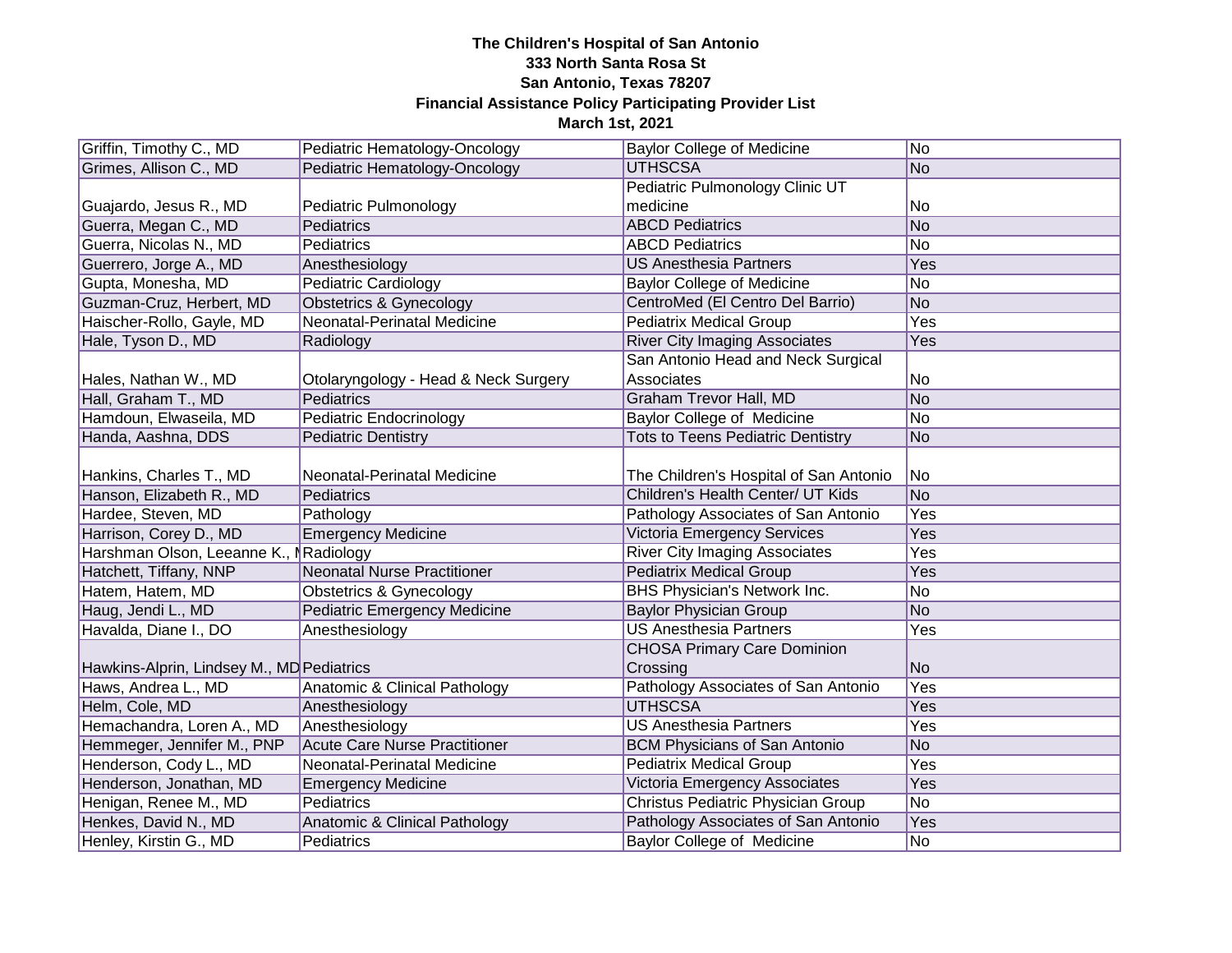**The Children's Hospital of San Antonio**
**333 North Santa Rosa St**
**San Antonio, Texas 78207**
**Financial Assistance Policy Participating Provider List**
**March 1st, 2021**

| | | | |
|---|---|---|---|
| Griffin, Timothy C., MD | Pediatric Hematology-Oncology | Baylor College of Medicine | No |
| Grimes, Allison C., MD | Pediatric Hematology-Oncology | UTHSCSA | No |
| Guajardo, Jesus R., MD | Pediatric Pulmonology | Pediatric Pulmonology Clinic UT medicine | No |
| Guerra, Megan C., MD | Pediatrics | ABCD Pediatrics | No |
| Guerra, Nicolas N., MD | Pediatrics | ABCD Pediatrics | No |
| Guerrero, Jorge A., MD | Anesthesiology | US Anesthesia Partners | Yes |
| Gupta, Monesha, MD | Pediatric Cardiology | Baylor College of Medicine | No |
| Guzman-Cruz, Herbert, MD | Obstetrics & Gynecology | CentroMed (El Centro Del Barrio) | No |
| Haischer-Rollo, Gayle, MD | Neonatal-Perinatal Medicine | Pediatrix Medical Group | Yes |
| Hale, Tyson D., MD | Radiology | River City Imaging Associates | Yes |
| Hales, Nathan W., MD | Otolaryngology - Head & Neck Surgery | San Antonio Head and Neck Surgical Associates | No |
| Hall, Graham T., MD | Pediatrics | Graham Trevor Hall, MD | No |
| Hamdoun, Elwaseila, MD | Pediatric Endocrinology | Baylor College of Medicine | No |
| Handa, Aashna, DDS | Pediatric Dentistry | Tots to Teens Pediatric Dentistry | No |
| Hankins, Charles T., MD | Neonatal-Perinatal Medicine | The Children's Hospital of San Antonio | No |
| Hanson, Elizabeth R., MD | Pediatrics | Children's Health Center/ UT Kids | No |
| Hardee, Steven, MD | Pathology | Pathology Associates of San Antonio | Yes |
| Harrison, Corey D., MD | Emergency Medicine | Victoria Emergency Services | Yes |
| Harshman Olson, Leeanne K., M | Radiology | River City Imaging Associates | Yes |
| Hatchett, Tiffany, NNP | Neonatal Nurse Practitioner | Pediatrix Medical Group | Yes |
| Hatem, Hatem, MD | Obstetrics & Gynecology | BHS Physician's Network Inc. | No |
| Haug, Jendi L., MD | Pediatric Emergency Medicine | Baylor Physician Group | No |
| Havalda, Diane I., DO | Anesthesiology | US Anesthesia Partners | Yes |
| Hawkins-Alprin, Lindsey M., MD | Pediatrics | CHOSA Primary Care Dominion Crossing | No |
| Haws, Andrea L., MD | Anatomic & Clinical Pathology | Pathology Associates of San Antonio | Yes |
| Helm, Cole, MD | Anesthesiology | UTHSCSA | Yes |
| Hemachandra, Loren A., MD | Anesthesiology | US Anesthesia Partners | Yes |
| Hemmeger, Jennifer M., PNP | Acute Care Nurse Practitioner | BCM Physicians of San Antonio | No |
| Henderson, Cody L., MD | Neonatal-Perinatal Medicine | Pediatrix Medical Group | Yes |
| Henderson, Jonathan, MD | Emergency Medicine | Victoria Emergency Associates | Yes |
| Henigan, Renee M., MD | Pediatrics | Christus Pediatric Physician Group | No |
| Henkes, David N., MD | Anatomic & Clinical Pathology | Pathology Associates of San Antonio | Yes |
| Henley, Kirstin G., MD | Pediatrics | Baylor College of Medicine | No |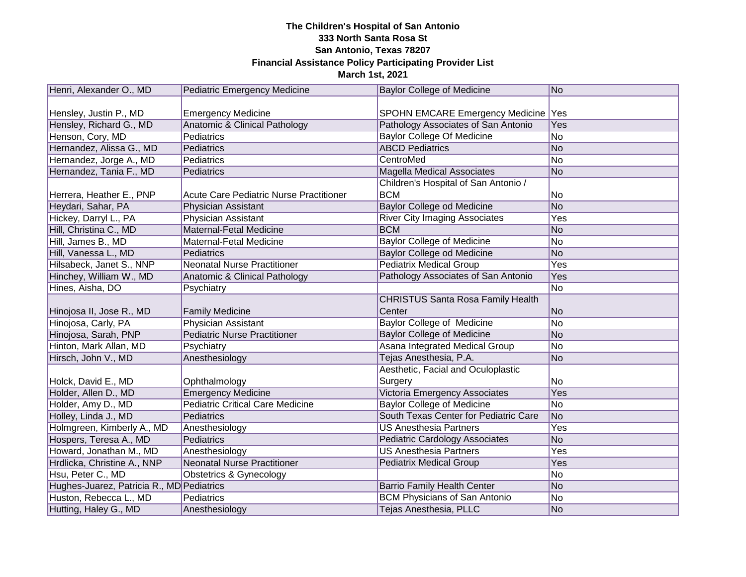**The Children's Hospital of San Antonio**
**333 North Santa Rosa St**
**San Antonio, Texas 78207**
**Financial Assistance Policy Participating Provider List**
**March 1st, 2021**

| | | | |
|---|---|---|---|
| Henri, Alexander O., MD | Pediatric Emergency Medicine | Baylor College of Medicine | No |
| Hensley, Justin P., MD | Emergency Medicine | SPOHN EMCARE Emergency Medicine | Yes |
| Hensley, Richard G., MD | Anatomic & Clinical Pathology | Pathology Associates of San Antonio | Yes |
| Henson, Cory, MD | Pediatrics | Baylor College Of Medicine | No |
| Hernandez, Alissa G., MD | Pediatrics | ABCD Pediatrics | No |
| Hernandez, Jorge A., MD | Pediatrics | CentroMed | No |
| Hernandez, Tania F., MD | Pediatrics | Magella Medical Associates | No |
| Herrera, Heather E., PNP | Acute Care Pediatric Nurse Practitioner | Children's Hospital of San Antonio / BCM | No |
| Heydari, Sahar, PA | Physician Assistant | Baylor College od Medicine | No |
| Hickey, Darryl L., PA | Physician Assistant | River City Imaging Associates | Yes |
| Hill, Christina C., MD | Maternal-Fetal Medicine | BCM | No |
| Hill, James B., MD | Maternal-Fetal Medicine | Baylor College of Medicine | No |
| Hill, Vanessa L., MD | Pediatrics | Baylor College od Medicine | No |
| Hilsabeck, Janet S., NNP | Neonatal Nurse Practitioner | Pediatrix Medical Group | Yes |
| Hinchey, William W., MD | Anatomic & Clinical Pathology | Pathology Associates of San Antonio | Yes |
| Hines, Aisha, DO | Psychiatry | | No |
| Hinojosa II, Jose R., MD | Family Medicine | CHRISTUS Santa Rosa Family Health Center | No |
| Hinojosa, Carly, PA | Physician Assistant | Baylor College of Medicine | No |
| Hinojosa, Sarah, PNP | Pediatric Nurse Practitioner | Baylor College of Medicine | No |
| Hinton, Mark Allan, MD | Psychiatry | Asana Integrated Medical Group | No |
| Hirsch, John V., MD | Anesthesiology | Tejas Anesthesia, P.A. | No |
| Holck, David E., MD | Ophthalmology | Aesthetic, Facial and Oculoplastic Surgery | No |
| Holder, Allen D., MD | Emergency Medicine | Victoria Emergency Associates | Yes |
| Holder, Amy D., MD | Pediatric Critical Care Medicine | Baylor College of Medicine | No |
| Holley, Linda J., MD | Pediatrics | South Texas Center for Pediatric Care | No |
| Holmgreen, Kimberly A., MD | Anesthesiology | US Anesthesia Partners | Yes |
| Hospers, Teresa A., MD | Pediatrics | Pediatric Cardology Associates | No |
| Howard, Jonathan M., MD | Anesthesiology | US Anesthesia Partners | Yes |
| Hrdlicka, Christine A., NNP | Neonatal Nurse Practitioner | Pediatrix Medical Group | Yes |
| Hsu, Peter C., MD | Obstetrics & Gynecology | | No |
| Hughes-Juarez, Patricia R., MD | Pediatrics | Barrio Family Health Center | No |
| Huston, Rebecca L., MD | Pediatrics | BCM Physicians of San Antonio | No |
| Hutting, Haley G., MD | Anesthesiology | Tejas Anesthesia, PLLC | No |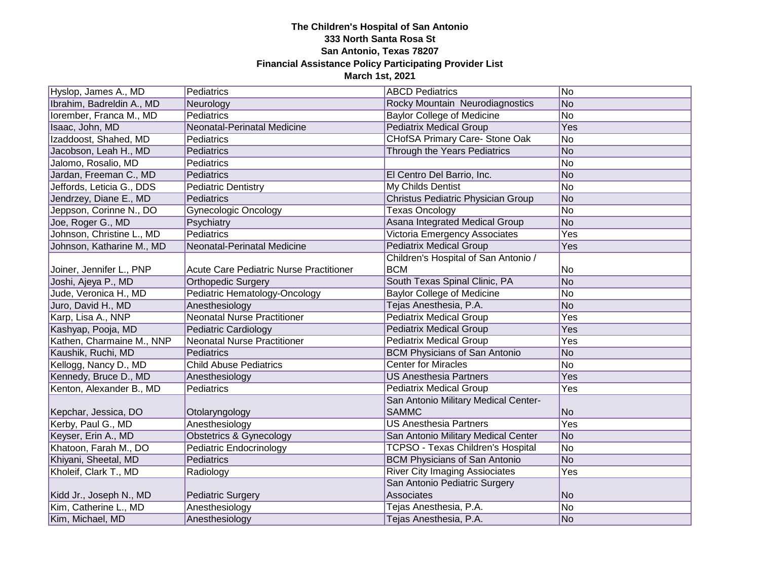**The Children's Hospital of San Antonio**
**333 North Santa Rosa St**
**San Antonio, Texas 78207**
**Financial Assistance Policy Participating Provider List**
**March 1st, 2021**

| | | | |
|---|---|---|---|
| Hyslop, James A., MD | Pediatrics | ABCD Pediatrics | No |
| Ibrahim, Badreldin A., MD | Neurology | Rocky Mountain Neurodiagnostics | No |
| Iorember, Franca M., MD | Pediatrics | Baylor College of Medicine | No |
| Isaac, John, MD | Neonatal-Perinatal Medicine | Pediatrix Medical Group | Yes |
| Izaddoost, Shahed, MD | Pediatrics | CHofSA Primary Care- Stone Oak | No |
| Jacobson, Leah H., MD | Pediatrics | Through the Years Pediatrics | No |
| Jalomo, Rosalio, MD | Pediatrics | | No |
| Jardan, Freeman C., MD | Pediatrics | El Centro Del Barrio, Inc. | No |
| Jeffords, Leticia G., DDS | Pediatric Dentistry | My Childs Dentist | No |
| Jendrzey, Diane E., MD | Pediatrics | Christus Pediatric Physician Group | No |
| Jeppson, Corinne N., DO | Gynecologic Oncology | Texas Oncology | No |
| Joe, Roger G., MD | Psychiatry | Asana Integrated Medical Group | No |
| Johnson, Christine L., MD | Pediatrics | Victoria Emergency Associates | Yes |
| Johnson, Katharine M., MD | Neonatal-Perinatal Medicine | Pediatrix Medical Group | Yes |
| Joiner, Jennifer L., PNP | Acute Care Pediatric Nurse Practitioner | Children's Hospital of San Antonio / BCM | No |
| Joshi, Ajeya P., MD | Orthopedic Surgery | South Texas Spinal Clinic, PA | No |
| Jude, Veronica H., MD | Pediatric Hematology-Oncology | Baylor College of Medicine | No |
| Juro, David H., MD | Anesthesiology | Tejas Anesthesia, P.A. | No |
| Karp, Lisa A., NNP | Neonatal Nurse Practitioner | Pediatrix Medical Group | Yes |
| Kashyap, Pooja, MD | Pediatric Cardiology | Pediatrix Medical Group | Yes |
| Kathen, Charmaine M., NNP | Neonatal Nurse Practitioner | Pediatrix Medical Group | Yes |
| Kaushik, Ruchi, MD | Pediatrics | BCM Physicians of San Antonio | No |
| Kellogg, Nancy D., MD | Child Abuse Pediatrics | Center for Miracles | No |
| Kennedy, Bruce D., MD | Anesthesiology | US Anesthesia Partners | Yes |
| Kenton, Alexander B., MD | Pediatrics | Pediatrix Medical Group | Yes |
| Kepchar, Jessica, DO | Otolaryngology | San Antonio Military Medical Center-SAMMC | No |
| Kerby, Paul G., MD | Anesthesiology | US Anesthesia Partners | Yes |
| Keyser, Erin A., MD | Obstetrics & Gynecology | San Antonio Military Medical Center | No |
| Khatoon, Farah M., DO | Pediatric Endocrinology | TCPSO - Texas Children's Hospital | No |
| Khiyani, Sheetal, MD | Pediatrics | BCM Physicians of San Antonio | No |
| Kholeif, Clark T., MD | Radiology | River City Imaging Assiociates | Yes |
| Kidd Jr., Joseph N., MD | Pediatric Surgery | San Antonio Pediatric Surgery Associates | No |
| Kim, Catherine L., MD | Anesthesiology | Tejas Anesthesia, P.A. | No |
| Kim, Michael, MD | Anesthesiology | Tejas Anesthesia, P.A. | No |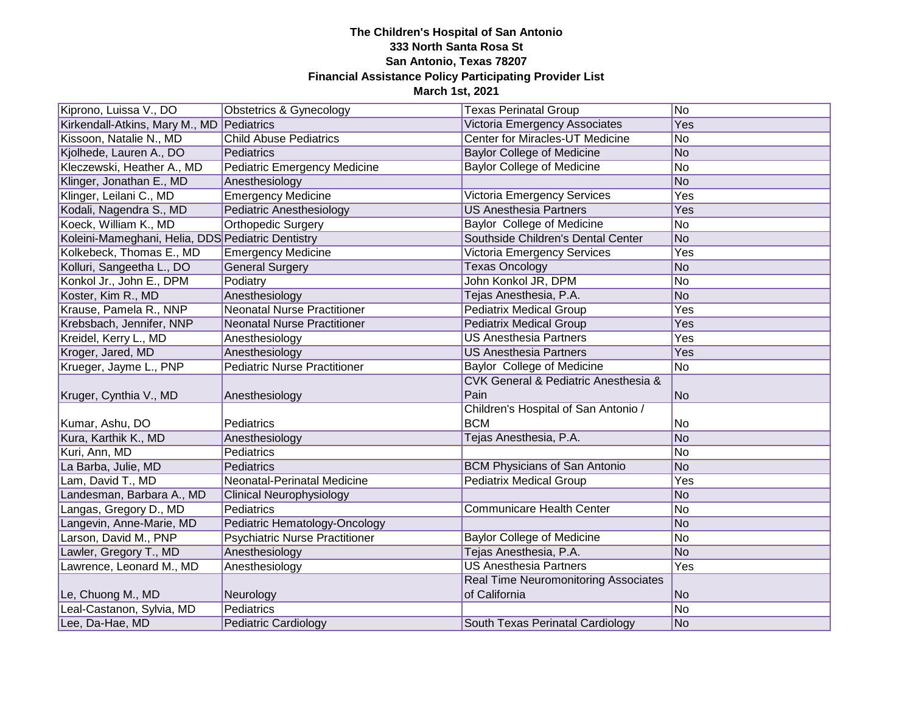**The Children's Hospital of San Antonio**
**333 North Santa Rosa St**
**San Antonio, Texas 78207**
**Financial Assistance Policy Participating Provider List**
**March 1st, 2021**

| | | | |
|---|---|---|---|
| Kiprono, Luissa V., DO | Obstetrics & Gynecology | Texas Perinatal Group | No |
| Kirkendall-Atkins, Mary M., MD | Pediatrics | Victoria Emergency Associates | Yes |
| Kissoon, Natalie N., MD | Child Abuse Pediatrics | Center for Miracles-UT Medicine | No |
| Kjolhede, Lauren A., DO | Pediatrics | Baylor College of Medicine | No |
| Kleczewski, Heather A., MD | Pediatric Emergency Medicine | Baylor College of Medicine | No |
| Klinger, Jonathan E., MD | Anesthesiology | | No |
| Klinger, Leilani C., MD | Emergency Medicine | Victoria Emergency Services | Yes |
| Kodali, Nagendra S., MD | Pediatric Anesthesiology | US Anesthesia Partners | Yes |
| Koeck, William K., MD | Orthopedic Surgery | Baylor College of Medicine | No |
| Koleini-Mameghani, Helia, DDS | Pediatric Dentistry | Southside Children's Dental Center | No |
| Kolkebeck, Thomas E., MD | Emergency Medicine | Victoria Emergency Services | Yes |
| Kolluri, Sangeetha L., DO | General Surgery | Texas Oncology | No |
| Konkol Jr., John E., DPM | Podiatry | John Konkol JR, DPM | No |
| Koster, Kim R., MD | Anesthesiology | Tejas Anesthesia, P.A. | No |
| Krause, Pamela R., NNP | Neonatal Nurse Practitioner | Pediatrix Medical Group | Yes |
| Krebsbach, Jennifer, NNP | Neonatal Nurse Practitioner | Pediatrix Medical Group | Yes |
| Kreidel, Kerry L., MD | Anesthesiology | US Anesthesia Partners | Yes |
| Kroger, Jared, MD | Anesthesiology | US Anesthesia Partners | Yes |
| Krueger, Jayme L., PNP | Pediatric Nurse Practitioner | Baylor College of Medicine | No |
| Kruger, Cynthia V., MD | Anesthesiology | CVK General & Pediatric Anesthesia & Pain | No |
| Kumar, Ashu, DO | Pediatrics | Children's Hospital of San Antonio / BCM | No |
| Kura, Karthik K., MD | Anesthesiology | Tejas Anesthesia, P.A. | No |
| Kuri, Ann, MD | Pediatrics | | No |
| La Barba, Julie, MD | Pediatrics | BCM Physicians of San Antonio | No |
| Lam, David T., MD | Neonatal-Perinatal Medicine | Pediatrix Medical Group | Yes |
| Landesman, Barbara A., MD | Clinical Neurophysiology | | No |
| Langas, Gregory D., MD | Pediatrics | Communicare Health Center | No |
| Langevin, Anne-Marie, MD | Pediatric Hematology-Oncology | | No |
| Larson, David M., PNP | Psychiatric Nurse Practitioner | Baylor College of Medicine | No |
| Lawler, Gregory T., MD | Anesthesiology | Tejas Anesthesia, P.A. | No |
| Lawrence, Leonard M., MD | Anesthesiology | US Anesthesia Partners | Yes |
| Le, Chuong M., MD | Neurology | Real Time Neuromonitoring Associates of California | No |
| Leal-Castanon, Sylvia, MD | Pediatrics | | No |
| Lee, Da-Hae, MD | Pediatric Cardiology | South Texas Perinatal Cardiology | No |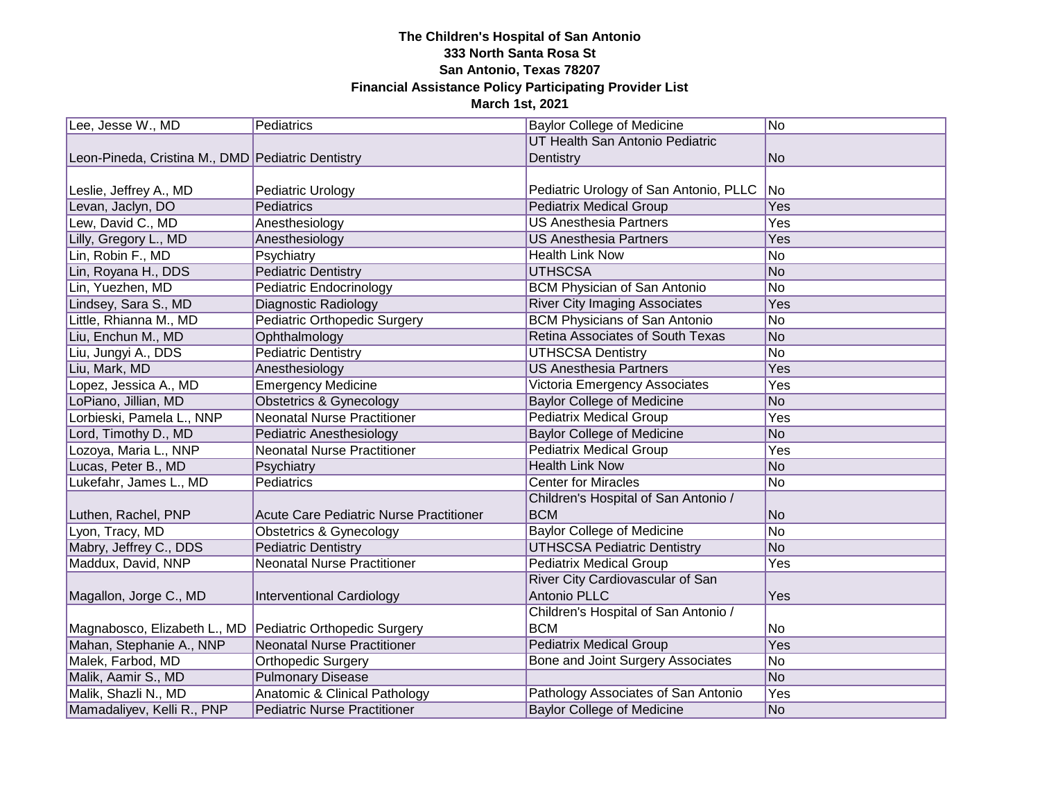**The Children's Hospital of San Antonio**
**333 North Santa Rosa St**
**San Antonio, Texas 78207**
**Financial Assistance Policy Participating Provider List**
**March 1st, 2021**

| | | | |
|---|---|---|---|
| Lee, Jesse W., MD | Pediatrics | Baylor College of Medicine | No |
| Leon-Pineda, Cristina M., DMD | Pediatric Dentistry | UT Health San Antonio Pediatric Dentistry | No |
| Leslie, Jeffrey A., MD | Pediatric Urology | Pediatric Urology of San Antonio, PLLC | No |
| Levan, Jaclyn, DO | Pediatrics | Pediatrix Medical Group | Yes |
| Lew, David C., MD | Anesthesiology | US Anesthesia Partners | Yes |
| Lilly, Gregory L., MD | Anesthesiology | US Anesthesia Partners | Yes |
| Lin, Robin F., MD | Psychiatry | Health Link Now | No |
| Lin, Royana H., DDS | Pediatric Dentistry | UTHSCSA | No |
| Lin, Yuezhen, MD | Pediatric Endocrinology | BCM Physician of San Antonio | No |
| Lindsey, Sara S., MD | Diagnostic Radiology | River City Imaging Associates | Yes |
| Little, Rhianna M., MD | Pediatric Orthopedic Surgery | BCM Physicians of San Antonio | No |
| Liu, Enchun M., MD | Ophthalmology | Retina Associates of South Texas | No |
| Liu, Jungyi A., DDS | Pediatric Dentistry | UTHSCSA Dentistry | No |
| Liu, Mark, MD | Anesthesiology | US Anesthesia Partners | Yes |
| Lopez, Jessica A., MD | Emergency Medicine | Victoria Emergency Associates | Yes |
| LoPiano, Jillian, MD | Obstetrics & Gynecology | Baylor College of Medicine | No |
| Lorbieski, Pamela L., NNP | Neonatal Nurse Practitioner | Pediatrix Medical Group | Yes |
| Lord, Timothy D., MD | Pediatric Anesthesiology | Baylor College of Medicine | No |
| Lozoya, Maria L., NNP | Neonatal Nurse Practitioner | Pediatrix Medical Group | Yes |
| Lucas, Peter B., MD | Psychiatry | Health Link Now | No |
| Lukefahr, James L., MD | Pediatrics | Center for Miracles | No |
| Luthen, Rachel, PNP | Acute Care Pediatric Nurse Practitioner | Children's Hospital of San Antonio / BCM | No |
| Lyon, Tracy, MD | Obstetrics & Gynecology | Baylor College of Medicine | No |
| Mabry, Jeffrey C., DDS | Pediatric Dentistry | UTHSCSA Pediatric Dentistry | No |
| Maddux, David, NNP | Neonatal Nurse Practitioner | Pediatrix Medical Group | Yes |
| Magallon, Jorge C., MD | Interventional Cardiology | River City Cardiovascular of San Antonio PLLC | Yes |
| Magnabosco, Elizabeth L., MD | Pediatric Orthopedic Surgery | Children's Hospital of San Antonio / BCM | No |
| Mahan, Stephanie A., NNP | Neonatal Nurse Practitioner | Pediatrix Medical Group | Yes |
| Malek, Farbod, MD | Orthopedic Surgery | Bone and Joint Surgery Associates | No |
| Malik, Aamir S., MD | Pulmonary Disease | | No |
| Malik, Shazli N., MD | Anatomic & Clinical Pathology | Pathology Associates of San Antonio | Yes |
| Mamadaliyev, Kelli R., PNP | Pediatric Nurse Practitioner | Baylor College of Medicine | No |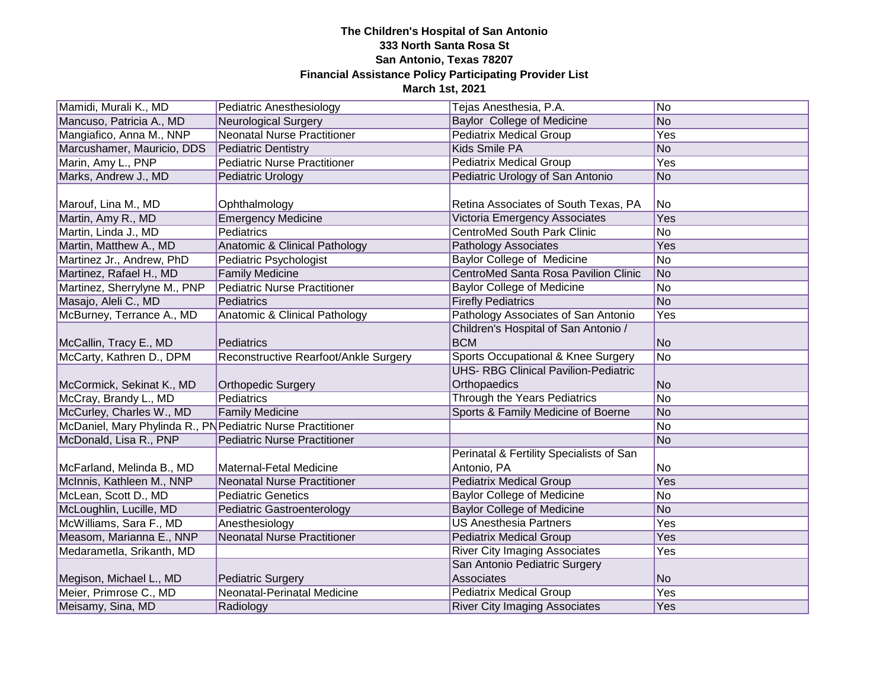**The Children's Hospital of San Antonio**
**333 North Santa Rosa St**
**San Antonio, Texas 78207**
**Financial Assistance Policy Participating Provider List**
**March 1st, 2021**

| | | | |
|---|---|---|---|
| Mamidi, Murali K., MD | Pediatric Anesthesiology | Tejas Anesthesia, P.A. | No |
| Mancuso, Patricia A., MD | Neurological Surgery | Baylor College of Medicine | No |
| Mangiafico, Anna M., NNP | Neonatal Nurse Practitioner | Pediatrix Medical Group | Yes |
| Marcushamer, Mauricio, DDS | Pediatric Dentistry | Kids Smile PA | No |
| Marin, Amy L., PNP | Pediatric Nurse Practitioner | Pediatrix Medical Group | Yes |
| Marks, Andrew J., MD | Pediatric Urology | Pediatric Urology of San Antonio | No |
| Marouf, Lina M., MD | Ophthalmology | Retina Associates of South Texas, PA | No |
| Martin, Amy R., MD | Emergency Medicine | Victoria Emergency Associates | Yes |
| Martin, Linda J., MD | Pediatrics | CentroMed South Park Clinic | No |
| Martin, Matthew A., MD | Anatomic & Clinical Pathology | Pathology Associates | Yes |
| Martinez Jr., Andrew, PhD | Pediatric Psychologist | Baylor College of Medicine | No |
| Martinez, Rafael H., MD | Family Medicine | CentroMed Santa Rosa Pavilion Clinic | No |
| Martinez, Sherrylyne M., PNP | Pediatric Nurse Practitioner | Baylor College of Medicine | No |
| Masajo, Aleli C., MD | Pediatrics | Firefly Pediatrics | No |
| McBurney, Terrance A., MD | Anatomic & Clinical Pathology | Pathology Associates of San Antonio | Yes |
| McCallin, Tracy E., MD | Pediatrics | Children's Hospital of San Antonio / BCM | No |
| McCarty, Kathren D., DPM | Reconstructive Rearfoot/Ankle Surgery | Sports Occupational & Knee Surgery | No |
| McCormick, Sekinat K., MD | Orthopedic Surgery | UHS- RBG Clinical Pavilion-Pediatric Orthopaedics | No |
| McCray, Brandy L., MD | Pediatrics | Through the Years Pediatrics | No |
| McCurley, Charles W., MD | Family Medicine | Sports & Family Medicine of Boerne | No |
| McDaniel, Mary Phylinda R., PN | Pediatric Nurse Practitioner | | No |
| McDonald, Lisa R., PNP | Pediatric Nurse Practitioner | | No |
| McFarland, Melinda B., MD | Maternal-Fetal Medicine | Perinatal & Fertility Specialists of San Antonio, PA | No |
| McInnis, Kathleen M., NNP | Neonatal Nurse Practitioner | Pediatrix Medical Group | Yes |
| McLean, Scott D., MD | Pediatric Genetics | Baylor College of Medicine | No |
| McLoughlin, Lucille, MD | Pediatric Gastroenterology | Baylor College of Medicine | No |
| McWilliams, Sara F., MD | Anesthesiology | US Anesthesia Partners | Yes |
| Measom, Marianna E., NNP | Neonatal Nurse Practitioner | Pediatrix Medical Group | Yes |
| Medarametla, Srikanth, MD | | River City Imaging Associates | Yes |
| Megison, Michael L., MD | Pediatric Surgery | San Antonio Pediatric Surgery Associates | No |
| Meier, Primrose C., MD | Neonatal-Perinatal Medicine | Pediatrix Medical Group | Yes |
| Meisamy, Sina, MD | Radiology | River City Imaging Associates | Yes |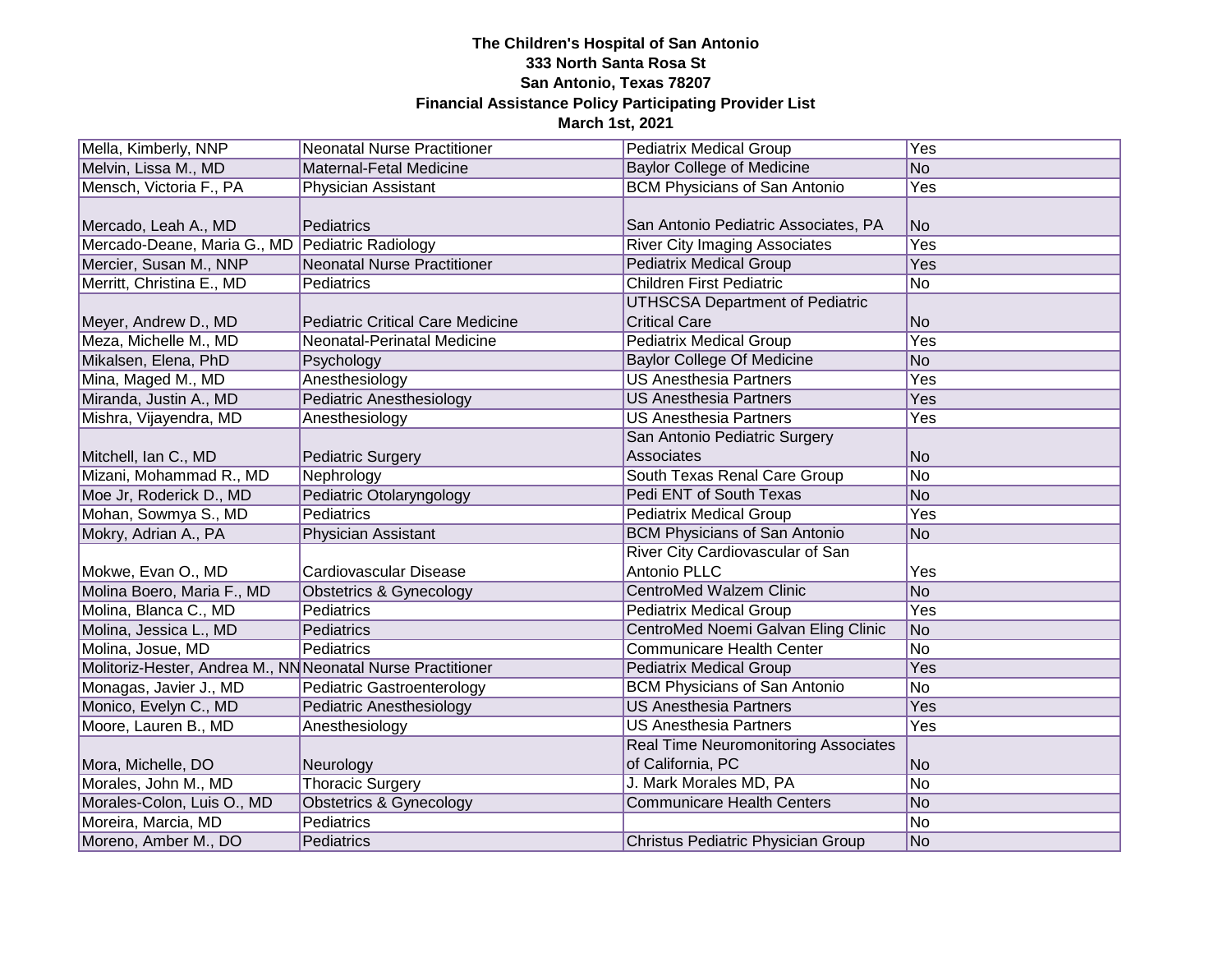**The Children's Hospital of San Antonio**
**333 North Santa Rosa St**
**San Antonio, Texas 78207**
**Financial Assistance Policy Participating Provider List**
**March 1st, 2021**

| | | | |
|---|---|---|---|
| Mella, Kimberly, NNP | Neonatal Nurse Practitioner | Pediatrix Medical Group | Yes |
| Melvin, Lissa M., MD | Maternal-Fetal Medicine | Baylor College of Medicine | No |
| Mensch, Victoria F., PA | Physician Assistant | BCM Physicians of San Antonio | Yes |
| Mercado, Leah A., MD | Pediatrics | San Antonio Pediatric Associates, PA | No |
| Mercado-Deane, Maria G., MD | Pediatric Radiology | River City Imaging Associates | Yes |
| Mercier, Susan M., NNP | Neonatal Nurse Practitioner | Pediatrix Medical Group | Yes |
| Merritt, Christina E., MD | Pediatrics | Children First Pediatric | No |
| Meyer, Andrew D., MD | Pediatric Critical Care Medicine | UTHSCSA Department of Pediatric Critical Care | No |
| Meza, Michelle M., MD | Neonatal-Perinatal Medicine | Pediatrix Medical Group | Yes |
| Mikalsen, Elena, PhD | Psychology | Baylor College Of Medicine | No |
| Mina, Maged M., MD | Anesthesiology | US Anesthesia Partners | Yes |
| Miranda, Justin A., MD | Pediatric Anesthesiology | US Anesthesia Partners | Yes |
| Mishra, Vijayendra, MD | Anesthesiology | US Anesthesia Partners | Yes |
| Mitchell, Ian C., MD | Pediatric Surgery | San Antonio Pediatric Surgery Associates | No |
| Mizani, Mohammad R., MD | Nephrology | South Texas Renal Care Group | No |
| Moe Jr, Roderick D., MD | Pediatric Otolaryngology | Pedi ENT of South Texas | No |
| Mohan, Sowmya S., MD | Pediatrics | Pediatrix Medical Group | Yes |
| Mokry, Adrian A., PA | Physician Assistant | BCM Physicians of San Antonio | No |
| Mokwe, Evan O., MD | Cardiovascular Disease | River City Cardiovascular of San Antonio PLLC | Yes |
| Molina Boero, Maria F., MD | Obstetrics & Gynecology | CentroMed Walzem Clinic | No |
| Molina, Blanca C., MD | Pediatrics | Pediatrix Medical Group | Yes |
| Molina, Jessica L., MD | Pediatrics | CentroMed Noemi Galvan Eling Clinic | No |
| Molina, Josue, MD | Pediatrics | Communicare Health Center | No |
| Molitoriz-Hester, Andrea M., NN | Neonatal Nurse Practitioner | Pediatrix Medical Group | Yes |
| Monagas, Javier J., MD | Pediatric Gastroenterology | BCM Physicians of San Antonio | No |
| Monico, Evelyn C., MD | Pediatric Anesthesiology | US Anesthesia Partners | Yes |
| Moore, Lauren B., MD | Anesthesiology | US Anesthesia Partners | Yes |
| Mora, Michelle, DO | Neurology | Real Time Neuromonitoring Associates of California, PC | No |
| Morales, John M., MD | Thoracic Surgery | J. Mark Morales MD, PA | No |
| Morales-Colon, Luis O., MD | Obstetrics & Gynecology | Communicare Health Centers | No |
| Moreira, Marcia, MD | Pediatrics | | No |
| Moreno, Amber M., DO | Pediatrics | Christus Pediatric Physician Group | No |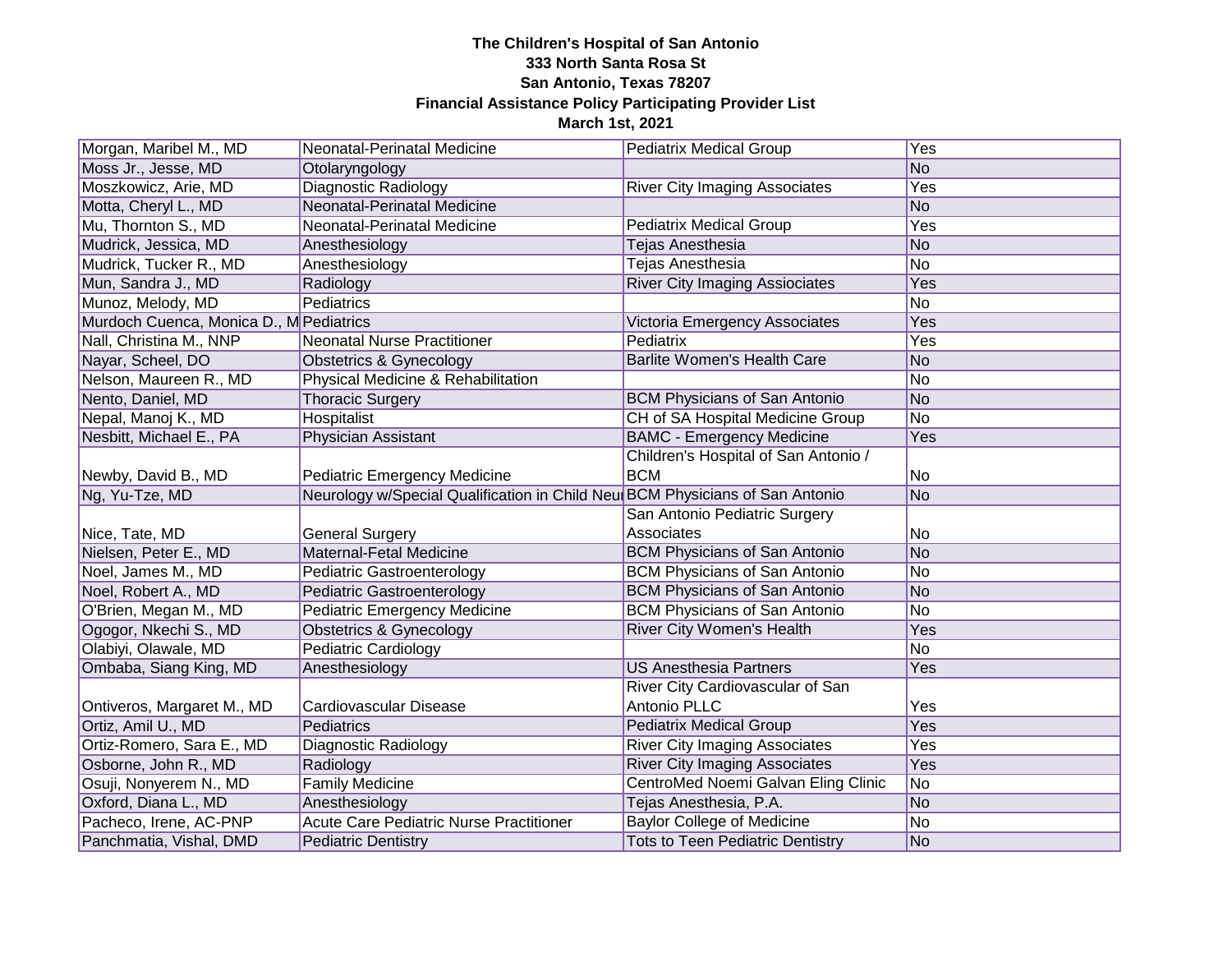**The Children's Hospital of San Antonio**
**333 North Santa Rosa St**
**San Antonio, Texas 78207**
**Financial Assistance Policy Participating Provider List**
**March 1st, 2021**

| | | | |
|---|---|---|---|
| Morgan, Maribel M., MD | Neonatal-Perinatal Medicine | Pediatrix Medical Group | Yes |
| Moss Jr., Jesse, MD | Otolaryngology | | No |
| Moszkowicz, Arie, MD | Diagnostic Radiology | River City Imaging Associates | Yes |
| Motta, Cheryl L., MD | Neonatal-Perinatal Medicine | | No |
| Mu, Thornton S., MD | Neonatal-Perinatal Medicine | Pediatrix Medical Group | Yes |
| Mudrick, Jessica, MD | Anesthesiology | Tejas Anesthesia | No |
| Mudrick, Tucker R., MD | Anesthesiology | Tejas Anesthesia | No |
| Mun, Sandra J., MD | Radiology | River City Imaging Assiociates | Yes |
| Munoz, Melody, MD | Pediatrics | | No |
| Murdoch Cuenca, Monica D., M | Pediatrics | Victoria Emergency Associates | Yes |
| Nall, Christina M., NNP | Neonatal Nurse Practitioner | Pediatrix | Yes |
| Nayar, Scheel, DO | Obstetrics & Gynecology | Barlite Women's Health Care | No |
| Nelson, Maureen R., MD | Physical Medicine & Rehabilitation | | No |
| Nento, Daniel, MD | Thoracic Surgery | BCM Physicians of San Antonio | No |
| Nepal, Manoj K., MD | Hospitalist | CH of SA Hospital Medicine Group | No |
| Nesbitt, Michael E., PA | Physician Assistant | BAMC - Emergency Medicine | Yes |
| Newby, David B., MD | Pediatric Emergency Medicine | Children's Hospital of San Antonio / BCM | No |
| Ng, Yu-Tze, MD | Neurology w/Special Qualification in Child Neu | BCM Physicians of San Antonio | No |
| Nice, Tate, MD | General Surgery | San Antonio Pediatric Surgery Associates | No |
| Nielsen, Peter E., MD | Maternal-Fetal Medicine | BCM Physicians of San Antonio | No |
| Noel, James M., MD | Pediatric Gastroenterology | BCM Physicians of San Antonio | No |
| Noel, Robert A., MD | Pediatric Gastroenterology | BCM Physicians of San Antonio | No |
| O'Brien, Megan M., MD | Pediatric Emergency Medicine | BCM Physicians of San Antonio | No |
| Ogogor, Nkechi S., MD | Obstetrics & Gynecology | River City Women's Health | Yes |
| Olabiyi, Olawale, MD | Pediatric Cardiology | | No |
| Ombaba, Siang King, MD | Anesthesiology | US Anesthesia Partners | Yes |
| Ontiveros, Margaret M., MD | Cardiovascular Disease | River City Cardiovascular of San Antonio PLLC | Yes |
| Ortiz, Amil U., MD | Pediatrics | Pediatrix Medical Group | Yes |
| Ortiz-Romero, Sara E., MD | Diagnostic Radiology | River City Imaging Associates | Yes |
| Osborne, John R., MD | Radiology | River City Imaging Associates | Yes |
| Osuji, Nonyerem N., MD | Family Medicine | CentroMed Noemi Galvan Eling Clinic | No |
| Oxford, Diana L., MD | Anesthesiology | Tejas Anesthesia, P.A. | No |
| Pacheco, Irene, AC-PNP | Acute Care Pediatric Nurse Practitioner | Baylor College of Medicine | No |
| Panchmatia, Vishal, DMD | Pediatric Dentistry | Tots to Teen Pediatric Dentistry | No |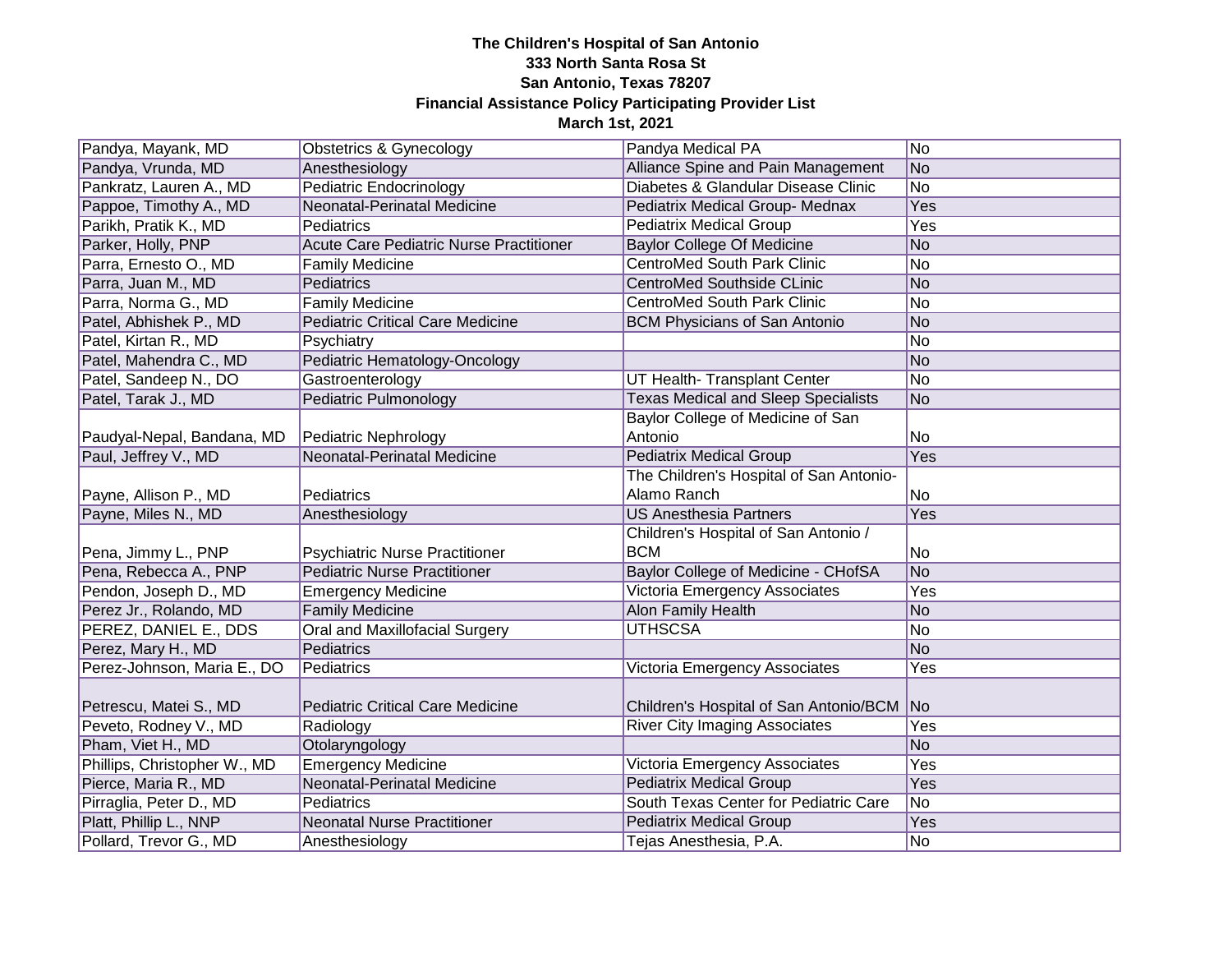**The Children's Hospital of San Antonio**
**333 North Santa Rosa St**
**San Antonio, Texas 78207**
**Financial Assistance Policy Participating Provider List**
**March 1st, 2021**

| | | | |
|---|---|---|---|
| Pandya, Mayank, MD | Obstetrics & Gynecology | Pandya Medical PA | No |
| Pandya, Vrunda, MD | Anesthesiology | Alliance Spine and Pain Management | No |
| Pankratz, Lauren A., MD | Pediatric Endocrinology | Diabetes & Glandular Disease Clinic | No |
| Pappoe, Timothy A., MD | Neonatal-Perinatal Medicine | Pediatrix Medical Group- Mednax | Yes |
| Parikh, Pratik K., MD | Pediatrics | Pediatrix Medical Group | Yes |
| Parker, Holly, PNP | Acute Care Pediatric Nurse Practitioner | Baylor College Of Medicine | No |
| Parra, Ernesto O., MD | Family Medicine | CentroMed South Park Clinic | No |
| Parra, Juan M., MD | Pediatrics | CentroMed Southside CLinic | No |
| Parra, Norma G., MD | Family Medicine | CentroMed South Park Clinic | No |
| Patel, Abhishek P., MD | Pediatric Critical Care Medicine | BCM Physicians of San Antonio | No |
| Patel, Kirtan R., MD | Psychiatry | | No |
| Patel, Mahendra C., MD | Pediatric Hematology-Oncology | | No |
| Patel, Sandeep N., DO | Gastroenterology | UT Health- Transplant Center | No |
| Patel, Tarak J., MD | Pediatric Pulmonology | Texas Medical and Sleep Specialists | No |
| Paudyal-Nepal, Bandana, MD | Pediatric Nephrology | Baylor College of Medicine of San Antonio | No |
| Paul, Jeffrey V., MD | Neonatal-Perinatal Medicine | Pediatrix Medical Group | Yes |
| Payne, Allison P., MD | Pediatrics | The Children's Hospital of San Antonio- Alamo Ranch | No |
| Payne, Miles N., MD | Anesthesiology | US Anesthesia Partners | Yes |
| Pena, Jimmy L., PNP | Psychiatric Nurse Practitioner | Children's Hospital of San Antonio / BCM | No |
| Pena, Rebecca A., PNP | Pediatric Nurse Practitioner | Baylor College of Medicine - CHofSA | No |
| Pendon, Joseph D., MD | Emergency Medicine | Victoria Emergency Associates | Yes |
| Perez Jr., Rolando, MD | Family Medicine | Alon Family Health | No |
| PEREZ, DANIEL E., DDS | Oral and Maxillofacial Surgery | UTHSCSA | No |
| Perez, Mary H., MD | Pediatrics | | No |
| Perez-Johnson, Maria E., DO | Pediatrics | Victoria Emergency Associates | Yes |
| Petrescu, Matei S., MD | Pediatric Critical Care Medicine | Children's Hospital of San Antonio/BCM | No |
| Peveto, Rodney V., MD | Radiology | River City Imaging Associates | Yes |
| Pham, Viet H., MD | Otolaryngology | | No |
| Phillips, Christopher W., MD | Emergency Medicine | Victoria Emergency Associates | Yes |
| Pierce, Maria R., MD | Neonatal-Perinatal Medicine | Pediatrix Medical Group | Yes |
| Pirraglia, Peter D., MD | Pediatrics | South Texas Center for Pediatric Care | No |
| Platt, Phillip L., NNP | Neonatal Nurse Practitioner | Pediatrix Medical Group | Yes |
| Pollard, Trevor G., MD | Anesthesiology | Tejas Anesthesia, P.A. | No |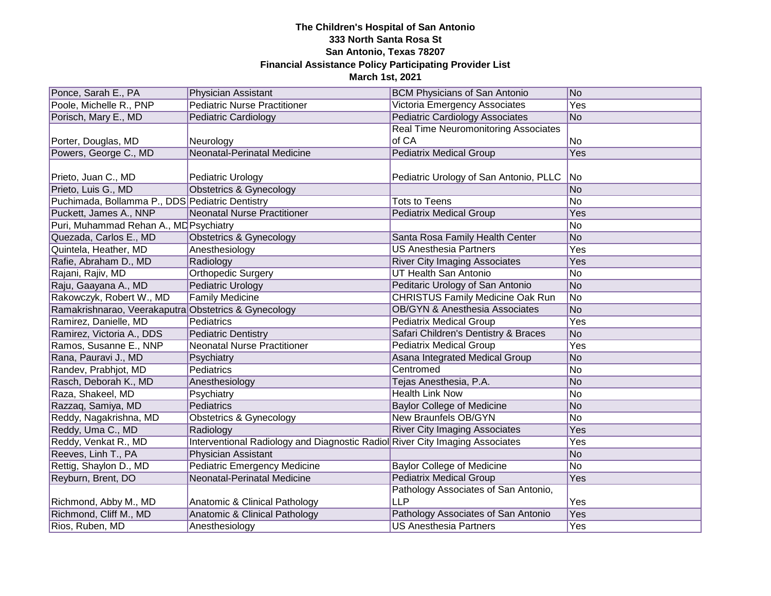**The Children's Hospital of San Antonio**
**333 North Santa Rosa St**
**San Antonio, Texas 78207**
**Financial Assistance Policy Participating Provider List**
**March 1st, 2021**

| | | | |
|---|---|---|---|
| Ponce, Sarah E., PA | Physician Assistant | BCM Physicians of San Antonio | No |
| Poole, Michelle R., PNP | Pediatric Nurse Practitioner | Victoria Emergency Associates | Yes |
| Porisch, Mary E., MD | Pediatric Cardiology | Pediatric Cardiology Associates | No |
| Porter, Douglas, MD | Neurology | Real Time Neuromonitoring Associates of CA | No |
| Powers, George C., MD | Neonatal-Perinatal Medicine | Pediatrix Medical Group | Yes |
| Prieto, Juan C., MD | Pediatric Urology | Pediatric Urology of San Antonio, PLLC | No |
| Prieto, Luis G., MD | Obstetrics & Gynecology | | No |
| Puchimada, Bollamma P., DDS | Pediatric Dentistry | Tots to Teens | No |
| Puckett, James A., NNP | Neonatal Nurse Practitioner | Pediatrix Medical Group | Yes |
| Puri, Muhammad Rehan A., MD | Psychiatry | | No |
| Quezada, Carlos E., MD | Obstetrics & Gynecology | Santa Rosa Family Health Center | No |
| Quintela, Heather, MD | Anesthesiology | US Anesthesia Partners | Yes |
| Rafie, Abraham D., MD | Radiology | River City Imaging Associates | Yes |
| Rajani, Rajiv, MD | Orthopedic Surgery | UT Health San Antonio | No |
| Raju, Gaayana A., MD | Pediatric Urology | Peditaric Urology of San Antonio | No |
| Rakowczyk, Robert W., MD | Family Medicine | CHRISTUS Family Medicine Oak Run | No |
| Ramakrishnarao, Veerakaputra | Obstetrics & Gynecology | OB/GYN & Anesthesia Associates | No |
| Ramirez, Danielle, MD | Pediatrics | Pediatrix Medical Group | Yes |
| Ramirez, Victoria A., DDS | Pediatric Dentistry | Safari Children's Dentistry & Braces | No |
| Ramos, Susanne E., NNP | Neonatal Nurse Practitioner | Pediatrix Medical Group | Yes |
| Rana, Pauravi J., MD | Psychiatry | Asana Integrated Medical Group | No |
| Randev, Prabhjot, MD | Pediatrics | Centromed | No |
| Rasch, Deborah K., MD | Anesthesiology | Tejas Anesthesia, P.A. | No |
| Raza, Shakeel, MD | Psychiatry | Health Link Now | No |
| Razzaq, Samiya, MD | Pediatrics | Baylor College of Medicine | No |
| Reddy, Nagakrishna, MD | Obstetrics & Gynecology | New Braunfels OB/GYN | No |
| Reddy, Uma C., MD | Radiology | River City Imaging Associates | Yes |
| Reddy, Venkat R., MD | Interventional Radiology and Diagnostic Radiol | River City Imaging Associates | Yes |
| Reeves, Linh T., PA | Physician Assistant | | No |
| Rettig, Shaylon D., MD | Pediatric Emergency Medicine | Baylor College of Medicine | No |
| Reyburn, Brent, DO | Neonatal-Perinatal Medicine | Pediatrix Medical Group | Yes |
| Richmond, Abby M., MD | Anatomic & Clinical Pathology | Pathology Associates of San Antonio, LLP | Yes |
| Richmond, Cliff M., MD | Anatomic & Clinical Pathology | Pathology Associates of San Antonio | Yes |
| Rios, Ruben, MD | Anesthesiology | US Anesthesia Partners | Yes |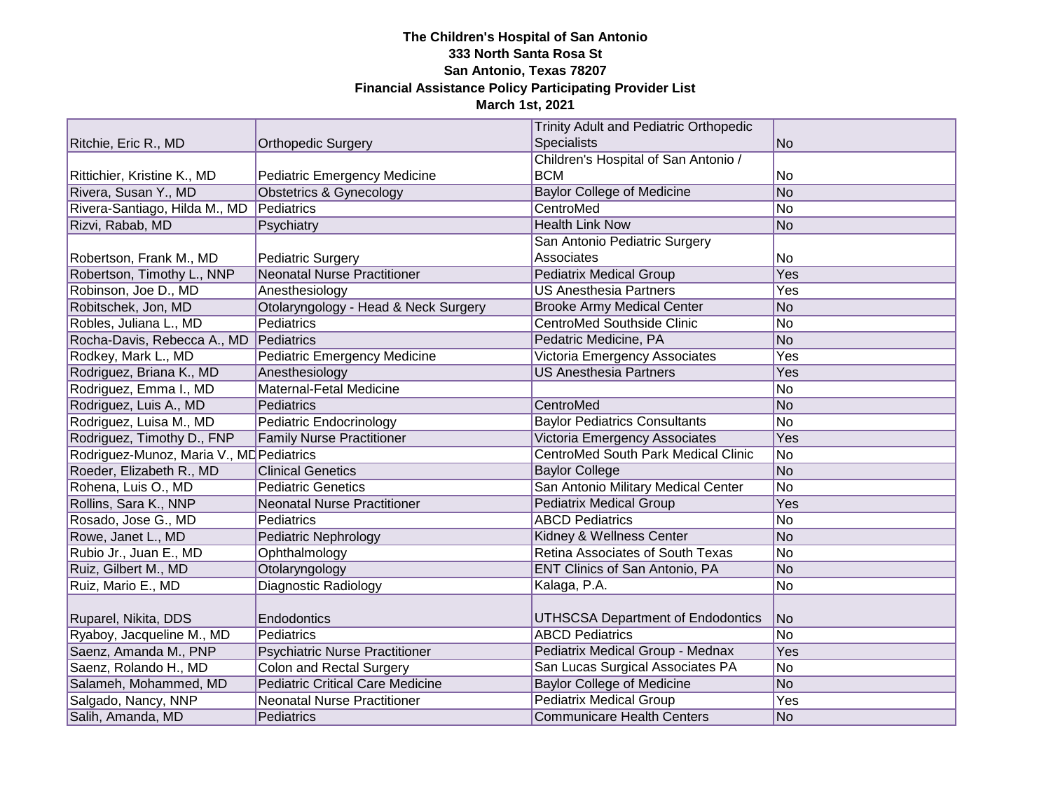**The Children's Hospital of San Antonio**
**333 North Santa Rosa St**
**San Antonio, Texas 78207**
**Financial Assistance Policy Participating Provider List**
**March 1st, 2021**

| | | | |
|---|---|---|---|
| Ritchie, Eric R., MD | Orthopedic Surgery | Trinity Adult and Pediatric Orthopedic Specialists | No |
| Rittichier, Kristine K., MD | Pediatric Emergency Medicine | Children's Hospital of San Antonio / BCM | No |
| Rivera, Susan Y., MD | Obstetrics & Gynecology | Baylor College of Medicine | No |
| Rivera-Santiago, Hilda M., MD | Pediatrics | CentroMed | No |
| Rizvi, Rabab, MD | Psychiatry | Health Link Now | No |
| Robertson, Frank M., MD | Pediatric Surgery | San Antonio Pediatric Surgery Associates | No |
| Robertson, Timothy L., NNP | Neonatal Nurse Practitioner | Pediatrix Medical Group | Yes |
| Robinson, Joe D., MD | Anesthesiology | US Anesthesia Partners | Yes |
| Robitschek, Jon, MD | Otolaryngology - Head & Neck Surgery | Brooke Army Medical Center | No |
| Robles, Juliana L., MD | Pediatrics | CentroMed Southside Clinic | No |
| Rocha-Davis, Rebecca A., MD | Pediatrics | Pedatric Medicine, PA | No |
| Rodkey, Mark L., MD | Pediatric Emergency Medicine | Victoria Emergency Associates | Yes |
| Rodriguez, Briana K., MD | Anesthesiology | US Anesthesia Partners | Yes |
| Rodriguez, Emma I., MD | Maternal-Fetal Medicine | | No |
| Rodriguez, Luis A., MD | Pediatrics | CentroMed | No |
| Rodriguez, Luisa M., MD | Pediatric Endocrinology | Baylor Pediatrics Consultants | No |
| Rodriguez, Timothy D., FNP | Family Nurse Practitioner | Victoria Emergency Associates | Yes |
| Rodriguez-Munoz, Maria V., MD | Pediatrics | CentroMed South Park Medical Clinic | No |
| Roeder, Elizabeth R., MD | Clinical Genetics | Baylor College | No |
| Rohena, Luis O., MD | Pediatric Genetics | San Antonio Military Medical Center | No |
| Rollins, Sara K., NNP | Neonatal Nurse Practitioner | Pediatrix Medical Group | Yes |
| Rosado, Jose G., MD | Pediatrics | ABCD Pediatrics | No |
| Rowe, Janet L., MD | Pediatric Nephrology | Kidney & Wellness Center | No |
| Rubio Jr., Juan E., MD | Ophthalmology | Retina Associates of South Texas | No |
| Ruiz, Gilbert M., MD | Otolaryngology | ENT Clinics of San Antonio, PA | No |
| Ruiz, Mario E., MD | Diagnostic Radiology | Kalaga, P.A. | No |
| Ruparel, Nikita, DDS | Endodontics | UTHSCSA Department of Endodontics | No |
| Ryaboy, Jacqueline M., MD | Pediatrics | ABCD Pediatrics | No |
| Saenz, Amanda M., PNP | Psychiatric Nurse Practitioner | Pediatrix Medical Group - Mednax | Yes |
| Saenz, Rolando H., MD | Colon and Rectal Surgery | San Lucas Surgical Associates PA | No |
| Salameh, Mohammed, MD | Pediatric Critical Care Medicine | Baylor College of Medicine | No |
| Salgado, Nancy, NNP | Neonatal Nurse Practitioner | Pediatrix Medical Group | Yes |
| Salih, Amanda, MD | Pediatrics | Communicare Health Centers | No |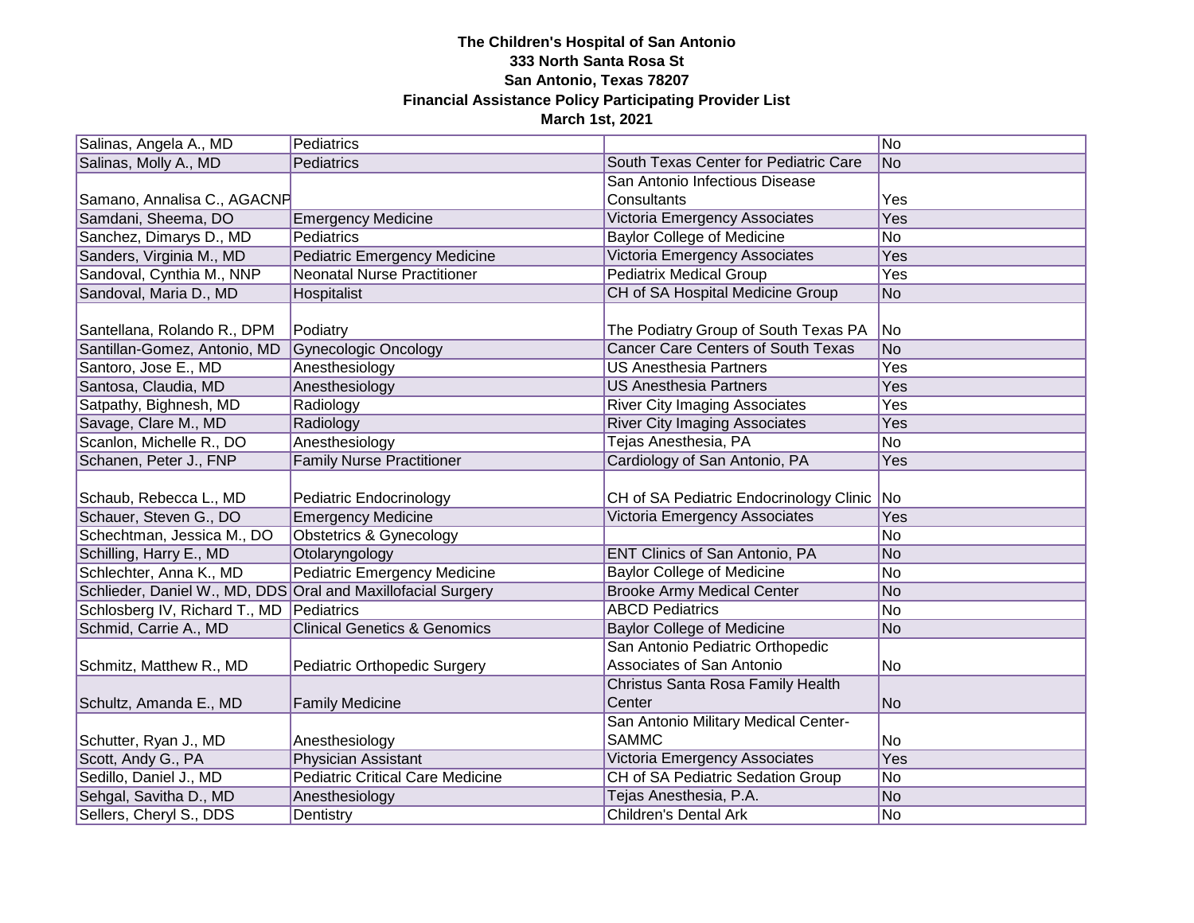**The Children's Hospital of San Antonio**
**333 North Santa Rosa St**
**San Antonio, Texas 78207**
**Financial Assistance Policy Participating Provider List**
**March 1st, 2021**

| | | | |
|---|---|---|---|
| Salinas, Angela A., MD | Pediatrics | | No |
| Salinas, Molly A., MD | Pediatrics | South Texas Center for Pediatric Care | No |
| Samano, Annalisa C., AGACNP | | San Antonio Infectious Disease Consultants | Yes |
| Samdani, Sheema, DO | Emergency Medicine | Victoria Emergency Associates | Yes |
| Sanchez, Dimarys D., MD | Pediatrics | Baylor College of Medicine | No |
| Sanders, Virginia M., MD | Pediatric Emergency Medicine | Victoria Emergency Associates | Yes |
| Sandoval, Cynthia M., NNP | Neonatal Nurse Practitioner | Pediatrix Medical Group | Yes |
| Sandoval, Maria D., MD | Hospitalist | CH of SA Hospital Medicine Group | No |
| Santellana, Rolando R., DPM | Podiatry | The Podiatry Group of South Texas PA | No |
| Santillan-Gomez, Antonio, MD | Gynecologic Oncology | Cancer Care Centers of South Texas | No |
| Santoro, Jose E., MD | Anesthesiology | US Anesthesia Partners | Yes |
| Santosa, Claudia, MD | Anesthesiology | US Anesthesia Partners | Yes |
| Satpathy, Bighnesh, MD | Radiology | River City Imaging Associates | Yes |
| Savage, Clare M., MD | Radiology | River City Imaging Associates | Yes |
| Scanlon, Michelle R., DO | Anesthesiology | Tejas Anesthesia, PA | No |
| Schanen, Peter J., FNP | Family Nurse Practitioner | Cardiology of San Antonio, PA | Yes |
| Schaub, Rebecca L., MD | Pediatric Endocrinology | CH of SA Pediatric Endocrinology Clinic | No |
| Schauer, Steven G., DO | Emergency Medicine | Victoria Emergency Associates | Yes |
| Schechtman, Jessica M., DO | Obstetrics & Gynecology | | No |
| Schilling, Harry E., MD | Otolaryngology | ENT Clinics of San Antonio, PA | No |
| Schlechter, Anna K., MD | Pediatric Emergency Medicine | Baylor College of Medicine | No |
| Schlieder, Daniel W., MD, DDS | Oral and Maxillofacial Surgery | Brooke Army Medical Center | No |
| Schlosberg IV, Richard T., MD | Pediatrics | ABCD Pediatrics | No |
| Schmid, Carrie A., MD | Clinical Genetics & Genomics | Baylor College of Medicine | No |
| Schmitz, Matthew R., MD | Pediatric Orthopedic Surgery | San Antonio Pediatric Orthopedic Associates of San Antonio | No |
| Schultz, Amanda E., MD | Family Medicine | Christus Santa Rosa Family Health Center | No |
| Schutter, Ryan J., MD | Anesthesiology | San Antonio Military Medical Center-SAMMC | No |
| Scott, Andy G., PA | Physician Assistant | Victoria Emergency Associates | Yes |
| Sedillo, Daniel J., MD | Pediatric Critical Care Medicine | CH of SA Pediatric Sedation Group | No |
| Sehgal, Savitha D., MD | Anesthesiology | Tejas Anesthesia, P.A. | No |
| Sellers, Cheryl S., DDS | Dentistry | Children's Dental Ark | No |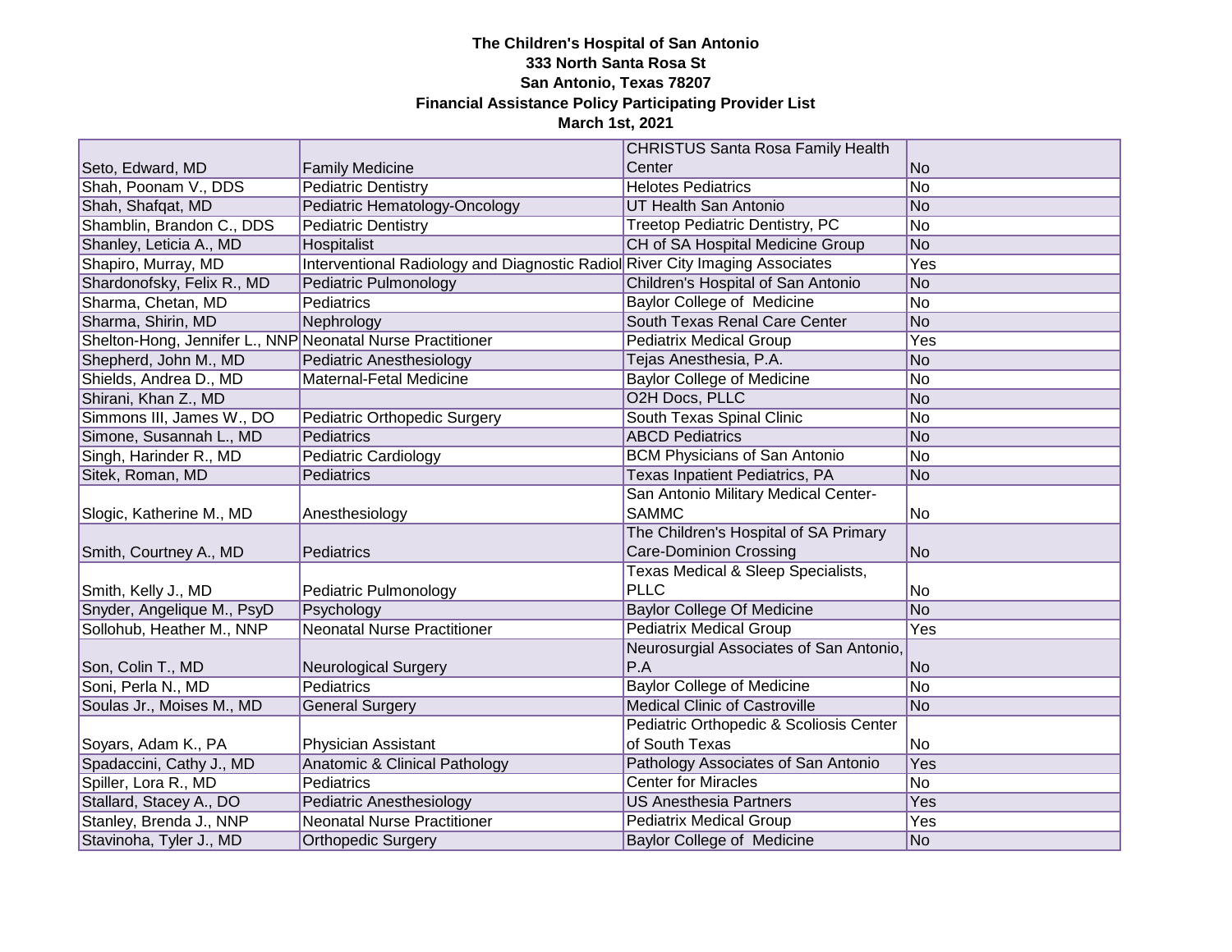**The Children's Hospital of San Antonio**
**333 North Santa Rosa St**
**San Antonio, Texas 78207**
**Financial Assistance Policy Participating Provider List**
**March 1st, 2021**

| | | | |
|---|---|---|---|
| Seto, Edward, MD | Family Medicine | CHRISTUS Santa Rosa Family Health Center | No |
| Shah, Poonam V., DDS | Pediatric Dentistry | Helotes Pediatrics | No |
| Shah, Shafqat, MD | Pediatric Hematology-Oncology | UT Health San Antonio | No |
| Shamblin, Brandon C., DDS | Pediatric Dentistry | Treetop Pediatric Dentistry, PC | No |
| Shanley, Leticia A., MD | Hospitalist | CH of SA Hospital Medicine Group | No |
| Shapiro, Murray, MD | Interventional Radiology and Diagnostic Radiol | River City Imaging Associates | Yes |
| Shardonofsky, Felix R., MD | Pediatric Pulmonology | Children's Hospital of San Antonio | No |
| Sharma, Chetan, MD | Pediatrics | Baylor College of Medicine | No |
| Sharma, Shirin, MD | Nephrology | South Texas Renal Care Center | No |
| Shelton-Hong, Jennifer L., NNP | Neonatal Nurse Practitioner | Pediatrix Medical Group | Yes |
| Shepherd, John M., MD | Pediatric Anesthesiology | Tejas Anesthesia, P.A. | No |
| Shields, Andrea D., MD | Maternal-Fetal Medicine | Baylor College of Medicine | No |
| Shirani, Khan Z., MD | | O2H Docs, PLLC | No |
| Simmons III, James W., DO | Pediatric Orthopedic Surgery | South Texas Spinal Clinic | No |
| Simone, Susannah L., MD | Pediatrics | ABCD Pediatrics | No |
| Singh, Harinder R., MD | Pediatric Cardiology | BCM Physicians of San Antonio | No |
| Sitek, Roman, MD | Pediatrics | Texas Inpatient Pediatrics, PA | No |
| Slogic, Katherine M., MD | Anesthesiology | San Antonio Military Medical Center-SAMMC | No |
| Smith, Courtney A., MD | Pediatrics | The Children's Hospital of SA Primary Care-Dominion Crossing | No |
| Smith, Kelly J., MD | Pediatric Pulmonology | Texas Medical & Sleep Specialists, PLLC | No |
| Snyder, Angelique M., PsyD | Psychology | Baylor College Of Medicine | No |
| Sollohub, Heather M., NNP | Neonatal Nurse Practitioner | Pediatrix Medical Group | Yes |
| Son, Colin T., MD | Neurological Surgery | Neurosurgial Associates of San Antonio, P.A | No |
| Soni, Perla N., MD | Pediatrics | Baylor College of Medicine | No |
| Soulas Jr., Moises M., MD | General Surgery | Medical Clinic of Castroville | No |
| Soyars, Adam K., PA | Physician Assistant | Pediatric Orthopedic & Scoliosis Center of South Texas | No |
| Spadaccini, Cathy J., MD | Anatomic & Clinical Pathology | Pathology Associates of San Antonio | Yes |
| Spiller, Lora R., MD | Pediatrics | Center for Miracles | No |
| Stallard, Stacey A., DO | Pediatric Anesthesiology | US Anesthesia Partners | Yes |
| Stanley, Brenda J., NNP | Neonatal Nurse Practitioner | Pediatrix Medical Group | Yes |
| Stavinoha, Tyler J., MD | Orthopedic Surgery | Baylor College of Medicine | No |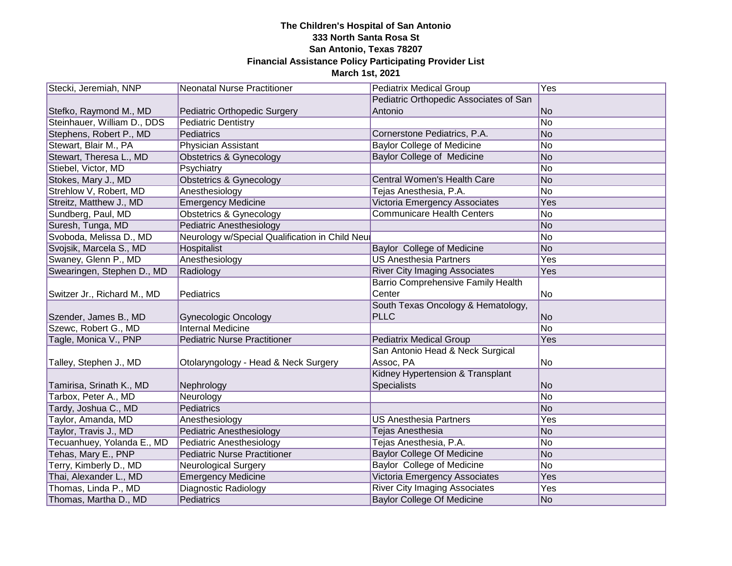**The Children's Hospital of San Antonio**
**333 North Santa Rosa St**
**San Antonio, Texas 78207**
**Financial Assistance Policy Participating Provider List**
**March 1st, 2021**

| | | | |
|---|---|---|---|
| Stecki, Jeremiah, NNP | Neonatal Nurse Practitioner | Pediatrix Medical Group | Yes |
| Stefko, Raymond M., MD | Pediatric Orthopedic Surgery | Pediatric Orthopedic Associates of San Antonio | No |
| Steinhauer, William D., DDS | Pediatric Dentistry | | No |
| Stephens, Robert P., MD | Pediatrics | Cornerstone Pediatrics, P.A. | No |
| Stewart, Blair M., PA | Physician Assistant | Baylor College of Medicine | No |
| Stewart, Theresa L., MD | Obstetrics & Gynecology | Baylor College of Medicine | No |
| Stiebel, Victor, MD | Psychiatry | | No |
| Stokes, Mary J., MD | Obstetrics & Gynecology | Central Women's Health Care | No |
| Strehlow V, Robert, MD | Anesthesiology | Tejas Anesthesia, P.A. | No |
| Streitz, Matthew J., MD | Emergency Medicine | Victoria Emergency Associates | Yes |
| Sundberg, Paul, MD | Obstetrics & Gynecology | Communicare Health Centers | No |
| Suresh, Tunga, MD | Pediatric Anesthesiology | | No |
| Svoboda, Melissa D., MD | Neurology w/Special Qualification in Child Neu | | No |
| Svojsik, Marcela S., MD | Hospitalist | Baylor College of Medicine | No |
| Swaney, Glenn P., MD | Anesthesiology | US Anesthesia Partners | Yes |
| Swearingen, Stephen D., MD | Radiology | River City Imaging Associates | Yes |
| Switzer Jr., Richard M., MD | Pediatrics | Barrio Comprehensive Family Health Center | No |
| Szender, James B., MD | Gynecologic Oncology | South Texas Oncology & Hematology, PLLC | No |
| Szewc, Robert G., MD | Internal Medicine | | No |
| Tagle, Monica V., PNP | Pediatric Nurse Practitioner | Pediatrix Medical Group | Yes |
| Talley, Stephen J., MD | Otolaryngology - Head & Neck Surgery | San Antonio Head & Neck Surgical Assoc, PA | No |
| Tamirisa, Srinath K., MD | Nephrology | Kidney Hypertension & Transplant Specialists | No |
| Tarbox, Peter A., MD | Neurology | | No |
| Tardy, Joshua C., MD | Pediatrics | | No |
| Taylor, Amanda, MD | Anesthesiology | US Anesthesia Partners | Yes |
| Taylor, Travis J., MD | Pediatric Anesthesiology | Tejas Anesthesia | No |
| Tecuanhuey, Yolanda E., MD | Pediatric Anesthesiology | Tejas Anesthesia, P.A. | No |
| Tehas, Mary E., PNP | Pediatric Nurse Practitioner | Baylor College Of Medicine | No |
| Terry, Kimberly D., MD | Neurological Surgery | Baylor College of Medicine | No |
| Thai, Alexander L., MD | Emergency Medicine | Victoria Emergency Associates | Yes |
| Thomas, Linda P., MD | Diagnostic Radiology | River City Imaging Associates | Yes |
| Thomas, Martha D., MD | Pediatrics | Baylor College Of Medicine | No |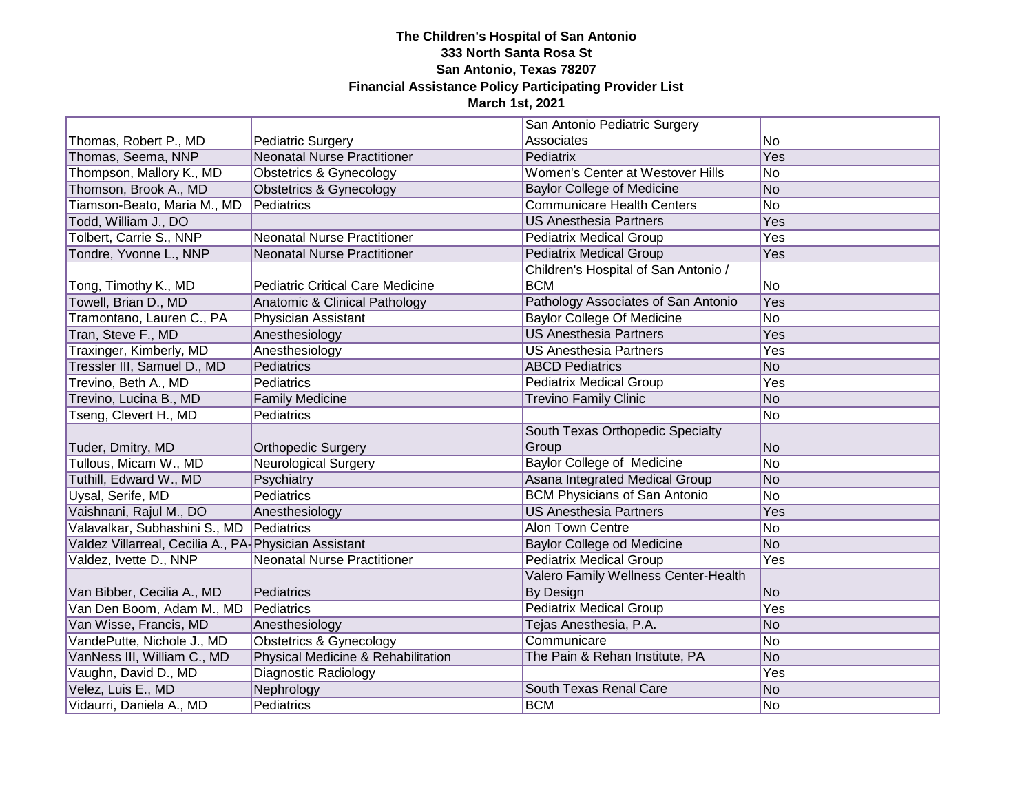# The Children's Hospital of San Antonio
## 333 North Santa Rosa St
## San Antonio, Texas 78207
## Financial Assistance Policy Participating Provider List
## March 1st, 2021

| | | | |
|---|---|---|---|
| Thomas, Robert P., MD | Pediatric Surgery | San Antonio Pediatric Surgery Associates | No |
| Thomas, Seema, NNP | Neonatal Nurse Practitioner | Pediatrix | Yes |
| Thompson, Mallory K., MD | Obstetrics & Gynecology | Women's Center at Westover Hills | No |
| Thomson, Brook A., MD | Obstetrics & Gynecology | Baylor College of Medicine | No |
| Tiamson-Beato, Maria M., MD | Pediatrics | Communicare Health Centers | No |
| Todd, William J., DO | | US Anesthesia Partners | Yes |
| Tolbert, Carrie S., NNP | Neonatal Nurse Practitioner | Pediatrix Medical Group | Yes |
| Tondre, Yvonne L., NNP | Neonatal Nurse Practitioner | Pediatrix Medical Group | Yes |
| Tong, Timothy K., MD | Pediatric Critical Care Medicine | Children's Hospital of San Antonio / BCM | No |
| Towell, Brian D., MD | Anatomic & Clinical Pathology | Pathology Associates of San Antonio | Yes |
| Tramontano, Lauren C., PA | Physician Assistant | Baylor College Of Medicine | No |
| Tran, Steve F., MD | Anesthesiology | US Anesthesia Partners | Yes |
| Traxinger, Kimberly, MD | Anesthesiology | US Anesthesia Partners | Yes |
| Tressler III, Samuel D., MD | Pediatrics | ABCD Pediatrics | No |
| Trevino, Beth A., MD | Pediatrics | Pediatrix Medical Group | Yes |
| Trevino, Lucina B., MD | Family Medicine | Trevino Family Clinic | No |
| Tseng, Clevert H., MD | Pediatrics | | No |
| Tuder, Dmitry, MD | Orthopedic Surgery | South Texas Orthopedic Specialty Group | No |
| Tullous, Micam W., MD | Neurological Surgery | Baylor College of Medicine | No |
| Tuthill, Edward W., MD | Psychiatry | Asana Integrated Medical Group | No |
| Uysal, Serife, MD | Pediatrics | BCM Physicians of San Antonio | No |
| Vaishnani, Rajul M., DO | Anesthesiology | US Anesthesia Partners | Yes |
| Valavalkar, Subhashini S., MD | Pediatrics | Alon Town Centre | No |
| Valdez Villarreal, Cecilia A., PA- | Physician Assistant | Baylor College od Medicine | No |
| Valdez, Ivette D., NNP | Neonatal Nurse Practitioner | Pediatrix Medical Group | Yes |
| Van Bibber, Cecilia A., MD | Pediatrics | Valero Family Wellness Center-Health By Design | No |
| Van Den Boom, Adam M., MD | Pediatrics | Pediatrix Medical Group | Yes |
| Van Wisse, Francis, MD | Anesthesiology | Tejas Anesthesia, P.A. | No |
| VandePutte, Nichole J., MD | Obstetrics & Gynecology | Communicare | No |
| VanNess III, William C., MD | Physical Medicine & Rehabilitation | The Pain & Rehan Institute, PA | No |
| Vaughn, David D., MD | Diagnostic Radiology | | Yes |
| Velez, Luis E., MD | Nephrology | South Texas Renal Care | No |
| Vidaurri, Daniela A., MD | Pediatrics | BCM | No |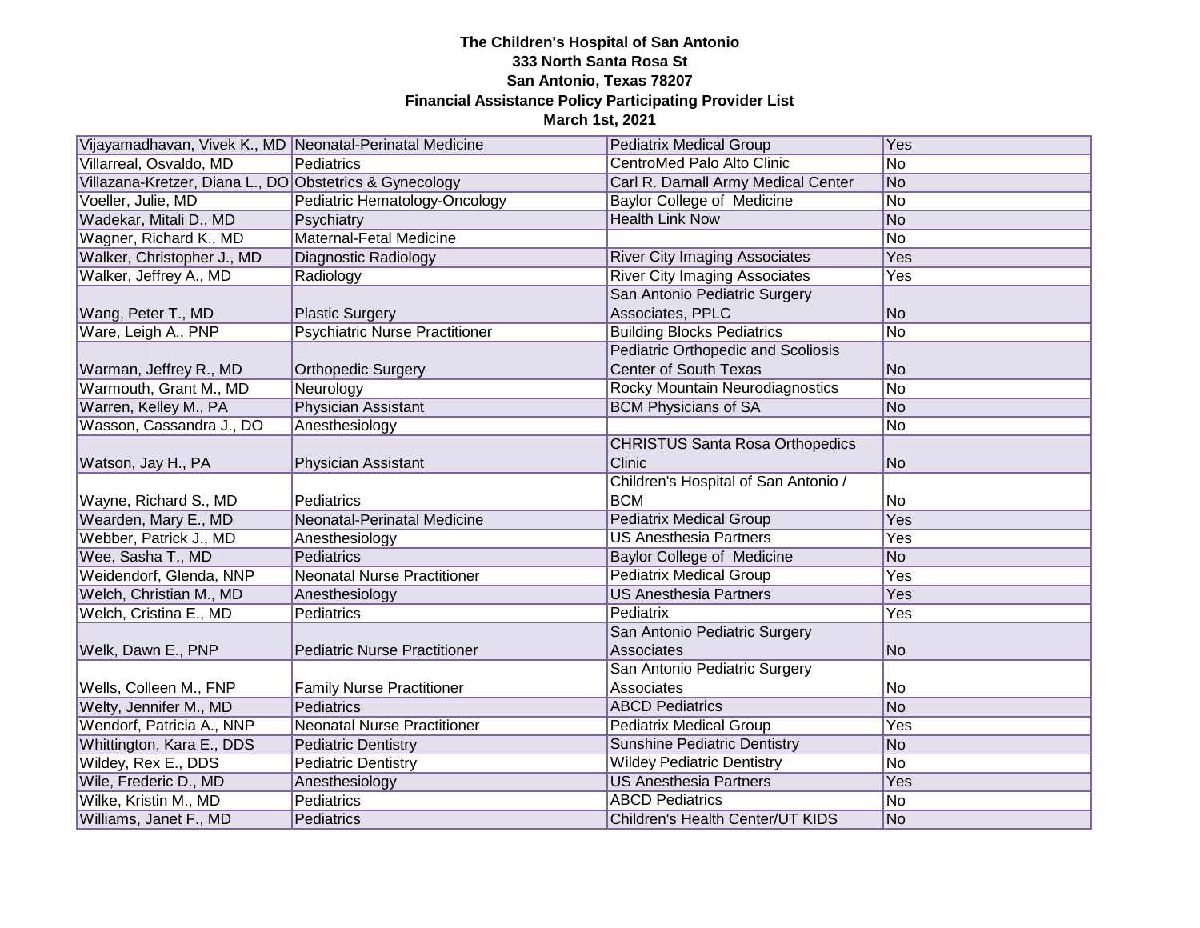**The Children's Hospital of San Antonio**
**333 North Santa Rosa St**
**San Antonio, Texas 78207**
**Financial Assistance Policy Participating Provider List**
**March 1st, 2021**

| | | | |
|---|---|---|---|
| Vijayamadhavan, Vivek K., MD | Neonatal-Perinatal Medicine | Pediatrix Medical Group | Yes |
| Villarreal, Osvaldo, MD | Pediatrics | CentroMed Palo Alto Clinic | No |
| Villazana-Kretzer, Diana L., DO | Obstetrics & Gynecology | Carl R. Darnall Army Medical Center | No |
| Voeller, Julie, MD | Pediatric Hematology-Oncology | Baylor College of Medicine | No |
| Wadekar, Mitali D., MD | Psychiatry | Health Link Now | No |
| Wagner, Richard K., MD | Maternal-Fetal Medicine | | No |
| Walker, Christopher J., MD | Diagnostic Radiology | River City Imaging Associates | Yes |
| Walker, Jeffrey A., MD | Radiology | River City Imaging Associates | Yes |
| Wang, Peter T., MD | Plastic Surgery | San Antonio Pediatric Surgery Associates, PPLC | No |
| Ware, Leigh A., PNP | Psychiatric Nurse Practitioner | Building Blocks Pediatrics | No |
| Warman, Jeffrey R., MD | Orthopedic Surgery | Pediatric Orthopedic and Scoliosis Center of South Texas | No |
| Warmouth, Grant M., MD | Neurology | Rocky Mountain Neurodiagnostics | No |
| Warren, Kelley M., PA | Physician Assistant | BCM Physicians of SA | No |
| Wasson, Cassandra J., DO | Anesthesiology | | No |
| Watson, Jay H., PA | Physician Assistant | CHRISTUS Santa Rosa Orthopedics Clinic | No |
| Wayne, Richard S., MD | Pediatrics | Children's Hospital of San Antonio / BCM | No |
| Wearden, Mary E., MD | Neonatal-Perinatal Medicine | Pediatrix Medical Group | Yes |
| Webber, Patrick J., MD | Anesthesiology | US Anesthesia Partners | Yes |
| Wee, Sasha T., MD | Pediatrics | Baylor College of Medicine | No |
| Weidendorf, Glenda, NNP | Neonatal Nurse Practitioner | Pediatrix Medical Group | Yes |
| Welch, Christian M., MD | Anesthesiology | US Anesthesia Partners | Yes |
| Welch, Cristina E., MD | Pediatrics | Pediatrix | Yes |
| Welk, Dawn E., PNP | Pediatric Nurse Practitioner | San Antonio Pediatric Surgery Associates | No |
| Wells, Colleen M., FNP | Family Nurse Practitioner | San Antonio Pediatric Surgery Associates | No |
| Welty, Jennifer M., MD | Pediatrics | ABCD Pediatrics | No |
| Wendorf, Patricia A., NNP | Neonatal Nurse Practitioner | Pediatrix Medical Group | Yes |
| Whittington, Kara E., DDS | Pediatric Dentistry | Sunshine Pediatric Dentistry | No |
| Wildey, Rex E., DDS | Pediatric Dentistry | Wildey Pediatric Dentistry | No |
| Wile, Frederic D., MD | Anesthesiology | US Anesthesia Partners | Yes |
| Wilke, Kristin M., MD | Pediatrics | ABCD Pediatrics | No |
| Williams, Janet F., MD | Pediatrics | Children's Health Center/UT KIDS | No |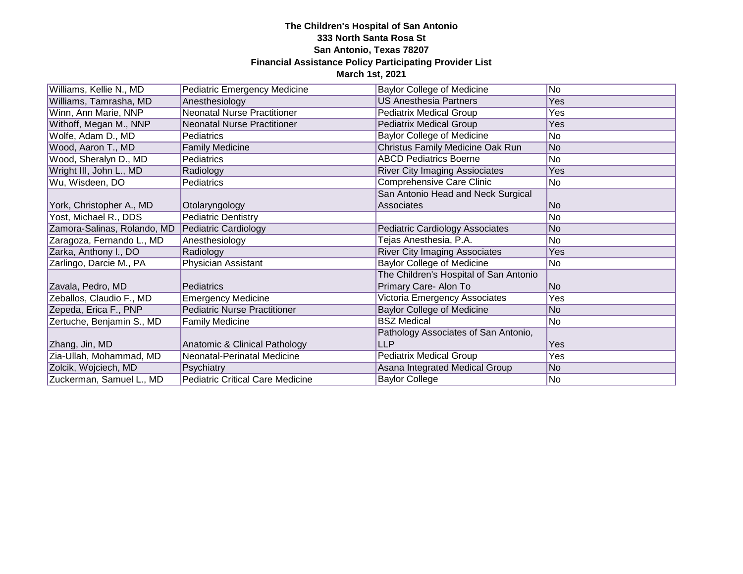**The Children's Hospital of San Antonio**
**333 North Santa Rosa St**
**San Antonio, Texas 78207**
**Financial Assistance Policy Participating Provider List**
**March 1st, 2021**

| | | | |
|---|---|---|---|
| Williams, Kellie N., MD | Pediatric Emergency Medicine | Baylor College of Medicine | No |
| Williams, Tamrasha, MD | Anesthesiology | US Anesthesia Partners | Yes |
| Winn, Ann Marie, NNP | Neonatal Nurse Practitioner | Pediatrix Medical Group | Yes |
| Withoff, Megan M., NNP | Neonatal Nurse Practitioner | Pediatrix Medical Group | Yes |
| Wolfe, Adam D., MD | Pediatrics | Baylor College of Medicine | No |
| Wood, Aaron T., MD | Family Medicine | Christus Family Medicine Oak Run | No |
| Wood, Sheralyn D., MD | Pediatrics | ABCD Pediatrics Boerne | No |
| Wright III, John L., MD | Radiology | River City Imaging Assiociates | Yes |
| Wu, Wisdeen, DO | Pediatrics | Comprehensive Care Clinic | No |
| York, Christopher A., MD | Otolaryngology | San Antonio Head and Neck Surgical Associates | No |
| Yost, Michael R., DDS | Pediatric Dentistry | | No |
| Zamora-Salinas, Rolando, MD | Pediatric Cardiology | Pediatric Cardiology Associates | No |
| Zaragoza, Fernando L., MD | Anesthesiology | Tejas Anesthesia, P.A. | No |
| Zarka, Anthony I., DO | Radiology | River City Imaging Associates | Yes |
| Zarlingo, Darcie M., PA | Physician Assistant | Baylor College of Medicine | No |
| Zavala, Pedro, MD | Pediatrics | The Children's Hospital of San Antonio Primary Care- Alon To | No |
| Zeballos, Claudio F., MD | Emergency Medicine | Victoria Emergency Associates | Yes |
| Zepeda, Erica F., PNP | Pediatric Nurse Practitioner | Baylor College of Medicine | No |
| Zertuche, Benjamin S., MD | Family Medicine | BSZ Medical | No |
| Zhang, Jin, MD | Anatomic & Clinical Pathology | Pathology Associates of San Antonio, LLP | Yes |
| Zia-Ullah, Mohammad, MD | Neonatal-Perinatal Medicine | Pediatrix Medical Group | Yes |
| Zolcik, Wojciech, MD | Psychiatry | Asana Integrated Medical Group | No |
| Zuckerman, Samuel L., MD | Pediatric Critical Care Medicine | Baylor College | No |